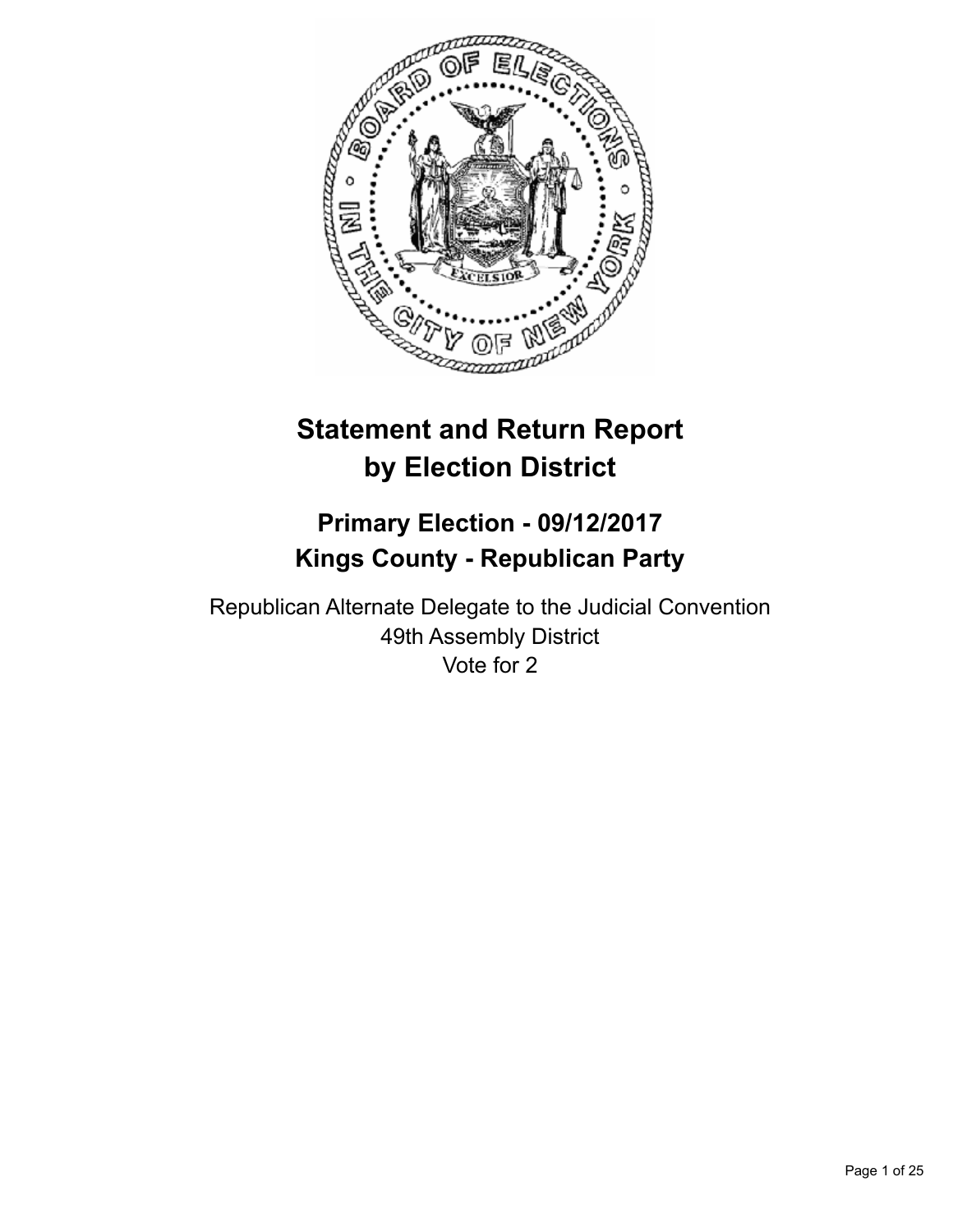# Statement and Return Report by Election District

## Primary Election - 09/12/2017
## Kings County - Republican Party

Republican Alternate Delegate to the Judicial Convention
49th Assembly District
Vote for 2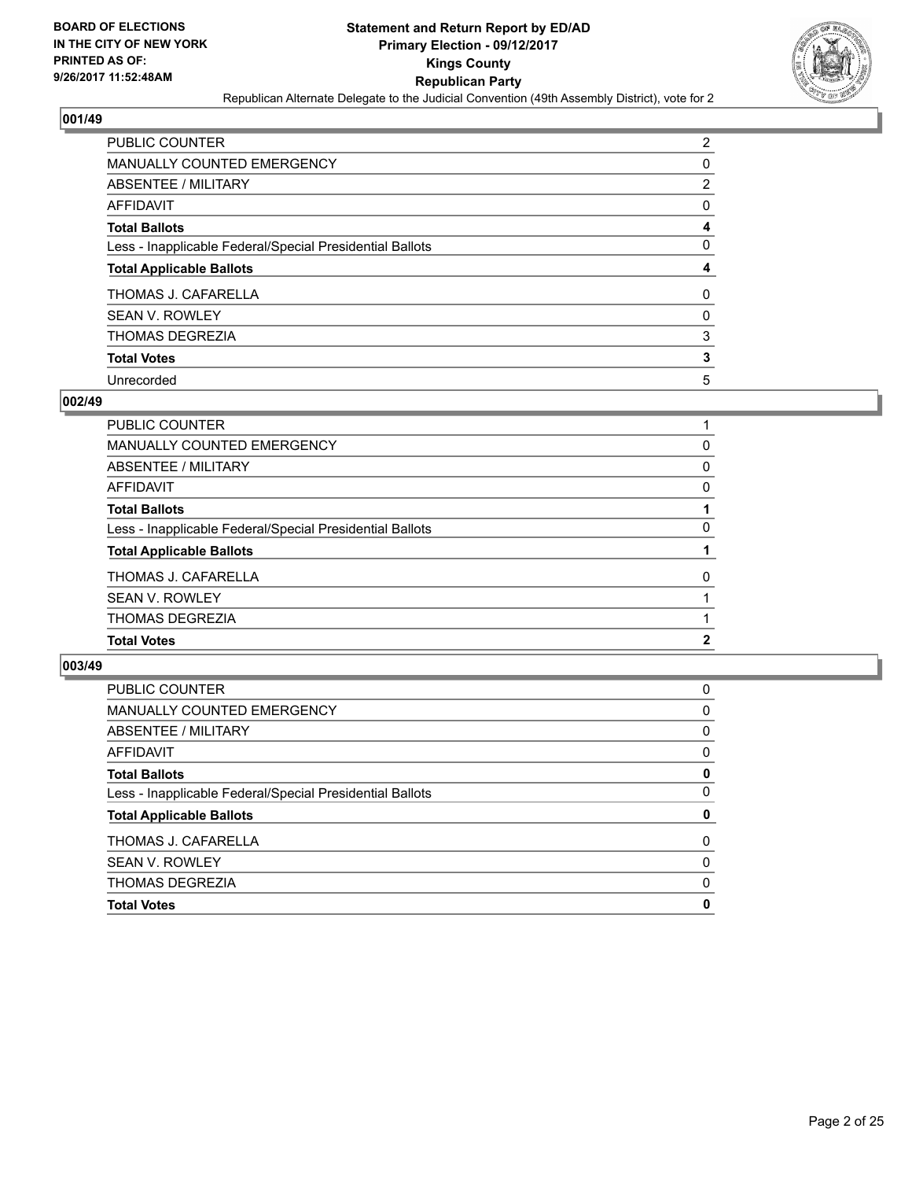**BOARD OF ELECTIONS IN THE CITY OF NEW YORK PRINTED AS OF: 9/26/2017 11:52:48AM**

**Statement and Return Report by ED/AD**
**Primary Election - 09/12/2017**
**Kings County**
**Republican Party**
Republican Alternate Delegate to the Judicial Convention (49th Assembly District), vote for 2

### 001/49

| | |
|---|---|
| PUBLIC COUNTER | 2 |
| MANUALLY COUNTED EMERGENCY | 0 |
| ABSENTEE / MILITARY | 2 |
| AFFIDAVIT | 0 |
| **Total Ballots** | **4** |
| Less - Inapplicable Federal/Special Presidential Ballots | 0 |
| **Total Applicable Ballots** | **4** |
| THOMAS J. CAFARELLA | 0 |
| SEAN V. ROWLEY | 0 |
| THOMAS DEGREZIA | 3 |
| **Total Votes** | **3** |
| Unrecorded | 5 |

### 002/49

| | |
|---|---|
| PUBLIC COUNTER | 1 |
| MANUALLY COUNTED EMERGENCY | 0 |
| ABSENTEE / MILITARY | 0 |
| AFFIDAVIT | 0 |
| **Total Ballots** | **1** |
| Less - Inapplicable Federal/Special Presidential Ballots | 0 |
| **Total Applicable Ballots** | **1** |
| THOMAS J. CAFARELLA | 0 |
| SEAN V. ROWLEY | 1 |
| THOMAS DEGREZIA | 1 |
| **Total Votes** | **2** |

### 003/49

| | |
|---|---|
| PUBLIC COUNTER | 0 |
| MANUALLY COUNTED EMERGENCY | 0 |
| ABSENTEE / MILITARY | 0 |
| AFFIDAVIT | 0 |
| **Total Ballots** | **0** |
| Less - Inapplicable Federal/Special Presidential Ballots | 0 |
| **Total Applicable Ballots** | **0** |
| THOMAS J. CAFARELLA | 0 |
| SEAN V. ROWLEY | 0 |
| THOMAS DEGREZIA | 0 |
| **Total Votes** | **0** |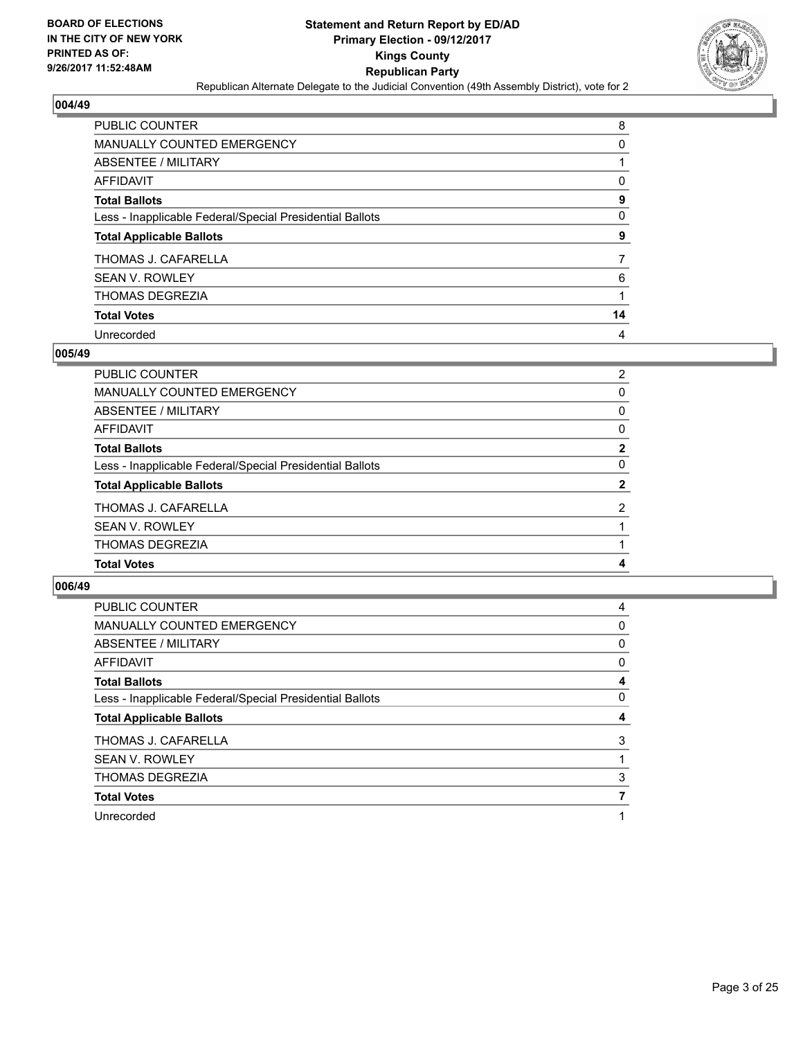## 004/49

| | |
|---|---|
| PUBLIC COUNTER | 8 |
| MANUALLY COUNTED EMERGENCY | 0 |
| ABSENTEE / MILITARY | 1 |
| AFFIDAVIT | 0 |
| **Total Ballots** | **9** |
| Less - Inapplicable Federal/Special Presidential Ballots | 0 |
| **Total Applicable Ballots** | **9** |
| THOMAS J. CAFARELLA | 7 |
| SEAN V. ROWLEY | 6 |
| THOMAS DEGREZIA | 1 |
| **Total Votes** | **14** |
| Unrecorded | 4 |

## 005/49

| | |
|---|---|
| PUBLIC COUNTER | 2 |
| MANUALLY COUNTED EMERGENCY | 0 |
| ABSENTEE / MILITARY | 0 |
| AFFIDAVIT | 0 |
| **Total Ballots** | **2** |
| Less - Inapplicable Federal/Special Presidential Ballots | 0 |
| **Total Applicable Ballots** | **2** |
| THOMAS J. CAFARELLA | 2 |
| SEAN V. ROWLEY | 1 |
| THOMAS DEGREZIA | 1 |
| **Total Votes** | **4** |

## 006/49

| | |
|---|---|
| PUBLIC COUNTER | 4 |
| MANUALLY COUNTED EMERGENCY | 0 |
| ABSENTEE / MILITARY | 0 |
| AFFIDAVIT | 0 |
| **Total Ballots** | **4** |
| Less - Inapplicable Federal/Special Presidential Ballots | 0 |
| **Total Applicable Ballots** | **4** |
| THOMAS J. CAFARELLA | 3 |
| SEAN V. ROWLEY | 1 |
| THOMAS DEGREZIA | 3 |
| **Total Votes** | **7** |
| Unrecorded | 1 |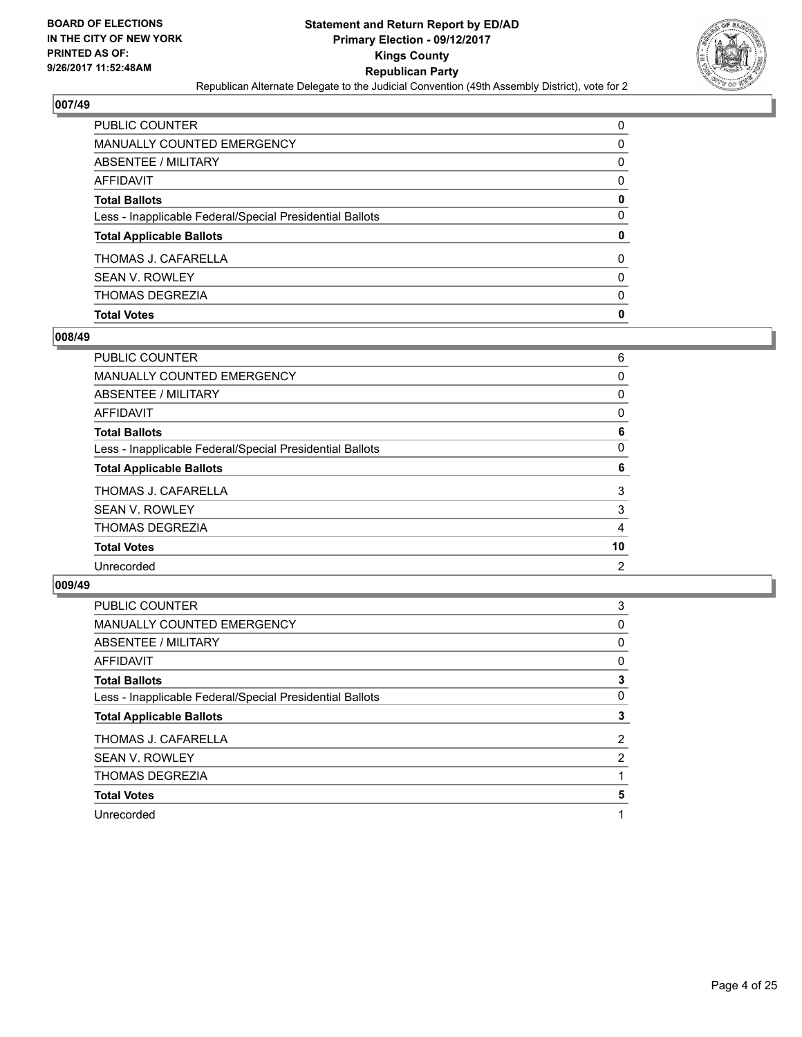**BOARD OF ELECTIONS IN THE CITY OF NEW YORK PRINTED AS OF: 9/26/2017 11:52:48AM**

**Statement and Return Report by ED/AD Primary Election - 09/12/2017 Kings County Republican Party**

Republican Alternate Delegate to the Judicial Convention (49th Assembly District), vote for 2

## 007/49

| | |
|---|---|
| PUBLIC COUNTER | 0 |
| MANUALLY COUNTED EMERGENCY | 0 |
| ABSENTEE / MILITARY | 0 |
| AFFIDAVIT | 0 |
| **Total Ballots** | **0** |
| Less - Inapplicable Federal/Special Presidential Ballots | 0 |
| **Total Applicable Ballots** | **0** |
| THOMAS J. CAFARELLA | 0 |
| SEAN V. ROWLEY | 0 |
| THOMAS DEGREZIA | 0 |
| **Total Votes** | **0** |

## 008/49

| | |
|---|---|
| PUBLIC COUNTER | 6 |
| MANUALLY COUNTED EMERGENCY | 0 |
| ABSENTEE / MILITARY | 0 |
| AFFIDAVIT | 0 |
| **Total Ballots** | **6** |
| Less - Inapplicable Federal/Special Presidential Ballots | 0 |
| **Total Applicable Ballots** | **6** |
| THOMAS J. CAFARELLA | 3 |
| SEAN V. ROWLEY | 3 |
| THOMAS DEGREZIA | 4 |
| **Total Votes** | **10** |
| Unrecorded | 2 |

## 009/49

| | |
|---|---|
| PUBLIC COUNTER | 3 |
| MANUALLY COUNTED EMERGENCY | 0 |
| ABSENTEE / MILITARY | 0 |
| AFFIDAVIT | 0 |
| **Total Ballots** | **3** |
| Less - Inapplicable Federal/Special Presidential Ballots | 0 |
| **Total Applicable Ballots** | **3** |
| THOMAS J. CAFARELLA | 2 |
| SEAN V. ROWLEY | 2 |
| THOMAS DEGREZIA | 1 |
| **Total Votes** | **5** |
| Unrecorded | 1 |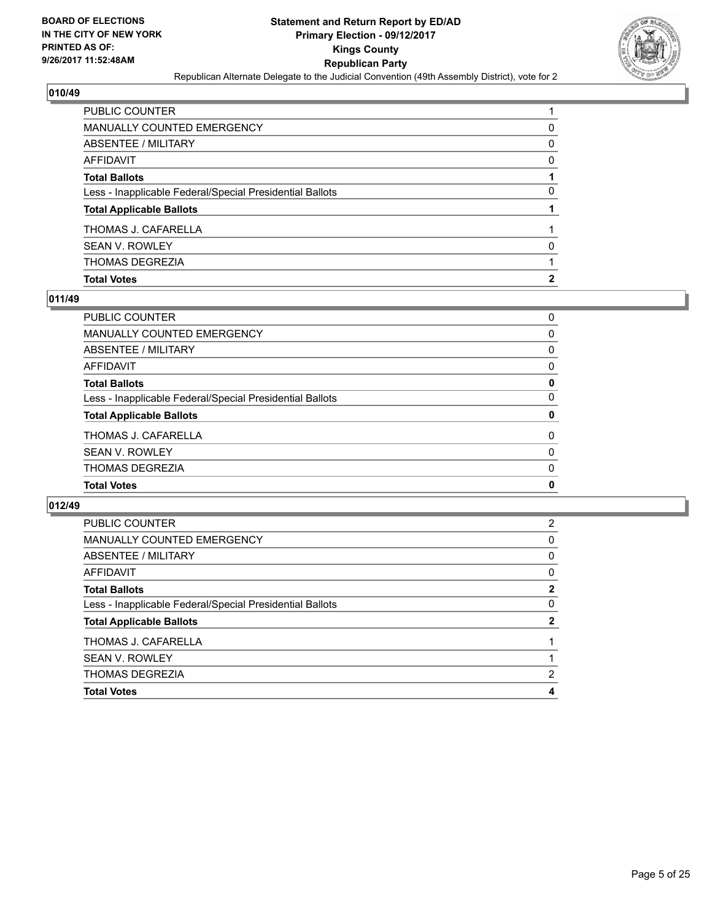### 010/49

| | |
|---|---|
| PUBLIC COUNTER | 1 |
| MANUALLY COUNTED EMERGENCY | 0 |
| ABSENTEE / MILITARY | 0 |
| AFFIDAVIT | 0 |
| **Total Ballots** | **1** |
| Less - Inapplicable Federal/Special Presidential Ballots | 0 |
| **Total Applicable Ballots** | **1** |
| THOMAS J. CAFARELLA | 1 |
| SEAN V. ROWLEY | 0 |
| THOMAS DEGREZIA | 1 |
| **Total Votes** | **2** |

### 011/49

| | |
|---|---|
| PUBLIC COUNTER | 0 |
| MANUALLY COUNTED EMERGENCY | 0 |
| ABSENTEE / MILITARY | 0 |
| AFFIDAVIT | 0 |
| **Total Ballots** | **0** |
| Less - Inapplicable Federal/Special Presidential Ballots | 0 |
| **Total Applicable Ballots** | **0** |
| THOMAS J. CAFARELLA | 0 |
| SEAN V. ROWLEY | 0 |
| THOMAS DEGREZIA | 0 |
| **Total Votes** | **0** |

### 012/49

| | |
|---|---|
| PUBLIC COUNTER | 2 |
| MANUALLY COUNTED EMERGENCY | 0 |
| ABSENTEE / MILITARY | 0 |
| AFFIDAVIT | 0 |
| **Total Ballots** | **2** |
| Less - Inapplicable Federal/Special Presidential Ballots | 0 |
| **Total Applicable Ballots** | **2** |
| THOMAS J. CAFARELLA | 1 |
| SEAN V. ROWLEY | 1 |
| THOMAS DEGREZIA | 2 |
| **Total Votes** | **4** |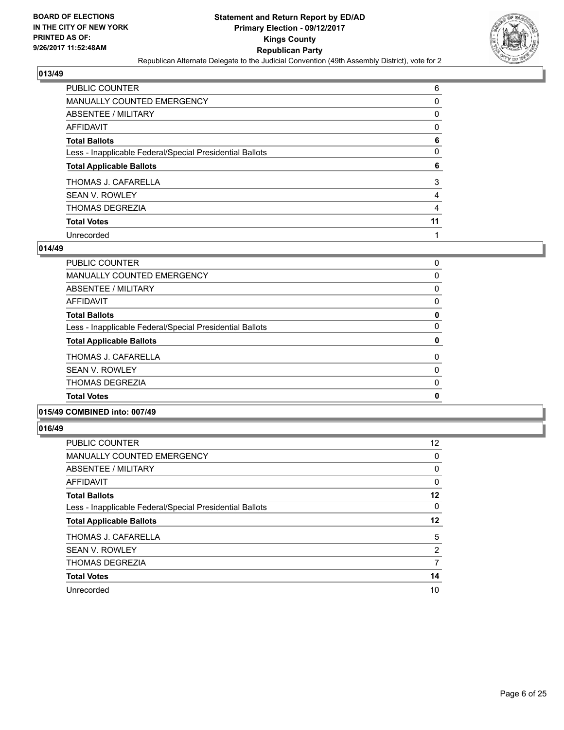**BOARD OF ELECTIONS IN THE CITY OF NEW YORK PRINTED AS OF: 9/26/2017 11:52:48AM**

**Statement and Return Report by ED/AD Primary Election - 09/12/2017 Kings County Republican Party**

Republican Alternate Delegate to the Judicial Convention (49th Assembly District), vote for 2

## 013/49

| | |
|---|---|
| PUBLIC COUNTER | 6 |
| MANUALLY COUNTED EMERGENCY | 0 |
| ABSENTEE / MILITARY | 0 |
| AFFIDAVIT | 0 |
| **Total Ballots** | **6** |
| Less - Inapplicable Federal/Special Presidential Ballots | 0 |
| **Total Applicable Ballots** | **6** |
| THOMAS J. CAFARELLA | 3 |
| SEAN V. ROWLEY | 4 |
| THOMAS DEGREZIA | 4 |
| **Total Votes** | **11** |
| Unrecorded | 1 |

## 014/49

| | |
|---|---|
| PUBLIC COUNTER | 0 |
| MANUALLY COUNTED EMERGENCY | 0 |
| ABSENTEE / MILITARY | 0 |
| AFFIDAVIT | 0 |
| **Total Ballots** | **0** |
| Less - Inapplicable Federal/Special Presidential Ballots | 0 |
| **Total Applicable Ballots** | **0** |
| THOMAS J. CAFARELLA | 0 |
| SEAN V. ROWLEY | 0 |
| THOMAS DEGREZIA | 0 |
| **Total Votes** | **0** |

## 015/49 COMBINED into: 007/49

## 016/49

| | |
|---|---|
| PUBLIC COUNTER | 12 |
| MANUALLY COUNTED EMERGENCY | 0 |
| ABSENTEE / MILITARY | 0 |
| AFFIDAVIT | 0 |
| **Total Ballots** | **12** |
| Less - Inapplicable Federal/Special Presidential Ballots | 0 |
| **Total Applicable Ballots** | **12** |
| THOMAS J. CAFARELLA | 5 |
| SEAN V. ROWLEY | 2 |
| THOMAS DEGREZIA | 7 |
| **Total Votes** | **14** |
| Unrecorded | 10 |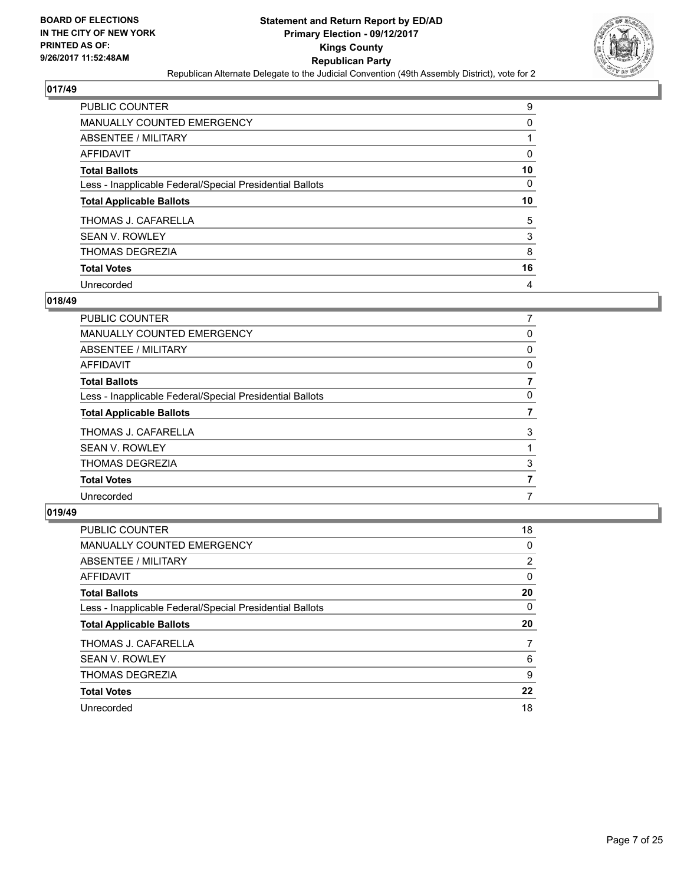## 017/49

| | |
|---|---|
| PUBLIC COUNTER | 9 |
| MANUALLY COUNTED EMERGENCY | 0 |
| ABSENTEE / MILITARY | 1 |
| AFFIDAVIT | 0 |
| **Total Ballots** | **10** |
| Less - Inapplicable Federal/Special Presidential Ballots | 0 |
| **Total Applicable Ballots** | **10** |
| THOMAS J. CAFARELLA | 5 |
| SEAN V. ROWLEY | 3 |
| THOMAS DEGREZIA | 8 |
| **Total Votes** | **16** |
| Unrecorded | 4 |

## 018/49

| | |
|---|---|
| PUBLIC COUNTER | 7 |
| MANUALLY COUNTED EMERGENCY | 0 |
| ABSENTEE / MILITARY | 0 |
| AFFIDAVIT | 0 |
| **Total Ballots** | **7** |
| Less - Inapplicable Federal/Special Presidential Ballots | 0 |
| **Total Applicable Ballots** | **7** |
| THOMAS J. CAFARELLA | 3 |
| SEAN V. ROWLEY | 1 |
| THOMAS DEGREZIA | 3 |
| **Total Votes** | **7** |
| Unrecorded | 7 |

## 019/49

| | |
|---|---|
| PUBLIC COUNTER | 18 |
| MANUALLY COUNTED EMERGENCY | 0 |
| ABSENTEE / MILITARY | 2 |
| AFFIDAVIT | 0 |
| **Total Ballots** | **20** |
| Less - Inapplicable Federal/Special Presidential Ballots | 0 |
| **Total Applicable Ballots** | **20** |
| THOMAS J. CAFARELLA | 7 |
| SEAN V. ROWLEY | 6 |
| THOMAS DEGREZIA | 9 |
| **Total Votes** | **22** |
| Unrecorded | 18 |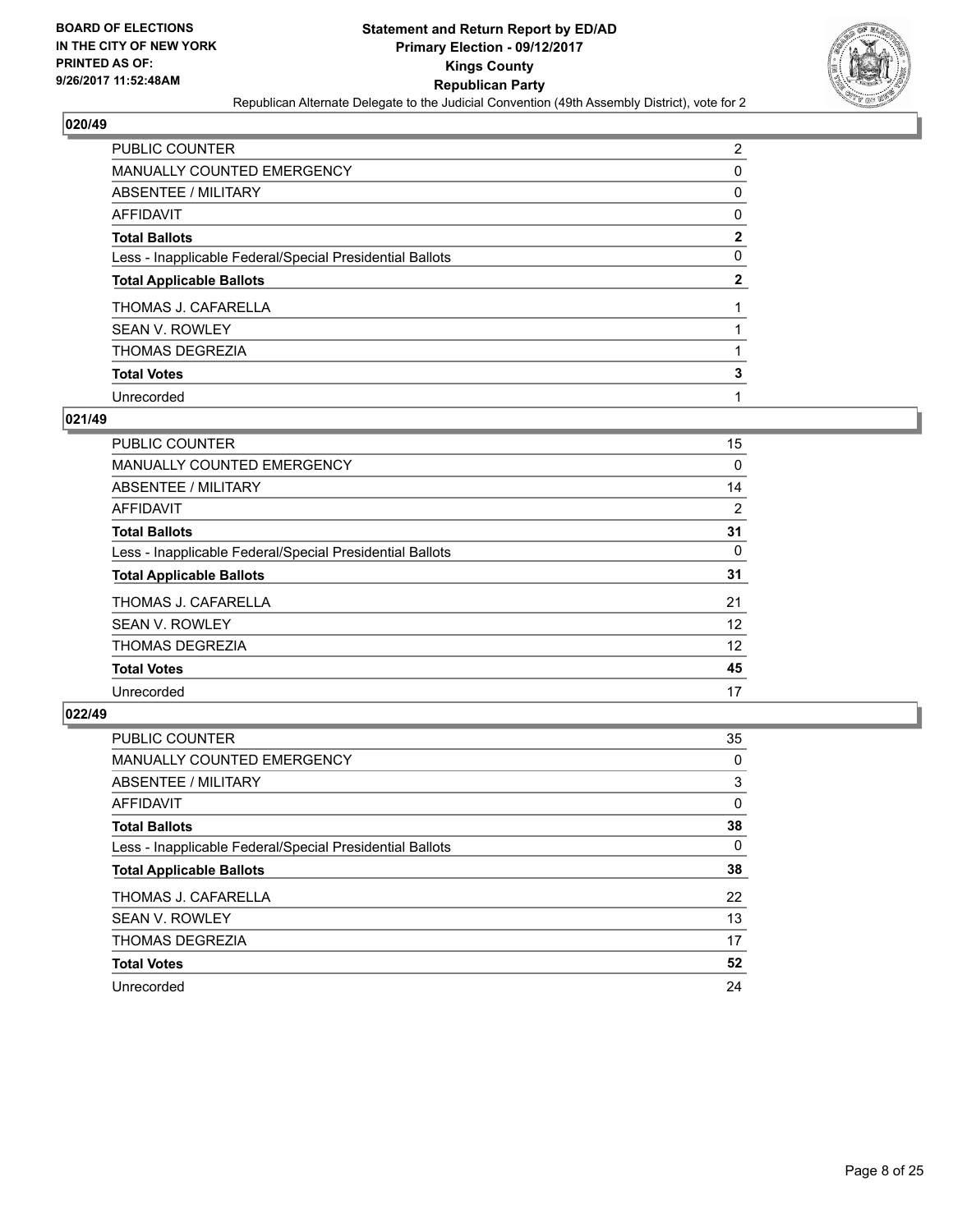## 020/49

| | |
|---|---|
| PUBLIC COUNTER | 2 |
| MANUALLY COUNTED EMERGENCY | 0 |
| ABSENTEE / MILITARY | 0 |
| AFFIDAVIT | 0 |
| **Total Ballots** | **2** |
| Less - Inapplicable Federal/Special Presidential Ballots | 0 |
| **Total Applicable Ballots** | **2** |
| THOMAS J. CAFARELLA | 1 |
| SEAN V. ROWLEY | 1 |
| THOMAS DEGREZIA | 1 |
| **Total Votes** | **3** |
| Unrecorded | 1 |

## 021/49

| | |
|---|---|
| PUBLIC COUNTER | 15 |
| MANUALLY COUNTED EMERGENCY | 0 |
| ABSENTEE / MILITARY | 14 |
| AFFIDAVIT | 2 |
| **Total Ballots** | **31** |
| Less - Inapplicable Federal/Special Presidential Ballots | 0 |
| **Total Applicable Ballots** | **31** |
| THOMAS J. CAFARELLA | 21 |
| SEAN V. ROWLEY | 12 |
| THOMAS DEGREZIA | 12 |
| **Total Votes** | **45** |
| Unrecorded | 17 |

## 022/49

| | |
|---|---|
| PUBLIC COUNTER | 35 |
| MANUALLY COUNTED EMERGENCY | 0 |
| ABSENTEE / MILITARY | 3 |
| AFFIDAVIT | 0 |
| **Total Ballots** | **38** |
| Less - Inapplicable Federal/Special Presidential Ballots | 0 |
| **Total Applicable Ballots** | **38** |
| THOMAS J. CAFARELLA | 22 |
| SEAN V. ROWLEY | 13 |
| THOMAS DEGREZIA | 17 |
| **Total Votes** | **52** |
| Unrecorded | 24 |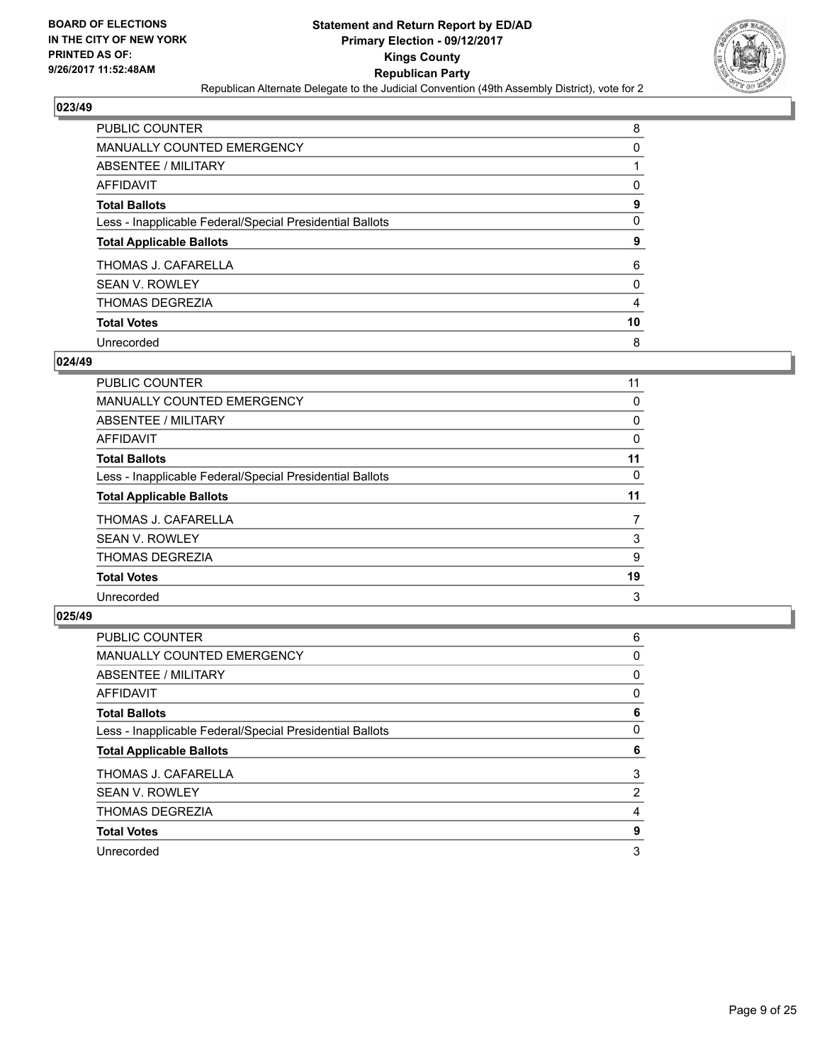## 023/49

| | |
|---|---|
| PUBLIC COUNTER | 8 |
| MANUALLY COUNTED EMERGENCY | 0 |
| ABSENTEE / MILITARY | 1 |
| AFFIDAVIT | 0 |
| **Total Ballots** | **9** |
| Less - Inapplicable Federal/Special Presidential Ballots | 0 |
| **Total Applicable Ballots** | **9** |
| THOMAS J. CAFARELLA | 6 |
| SEAN V. ROWLEY | 0 |
| THOMAS DEGREZIA | 4 |
| **Total Votes** | **10** |
| Unrecorded | 8 |

## 024/49

| | |
|---|---|
| PUBLIC COUNTER | 11 |
| MANUALLY COUNTED EMERGENCY | 0 |
| ABSENTEE / MILITARY | 0 |
| AFFIDAVIT | 0 |
| **Total Ballots** | **11** |
| Less - Inapplicable Federal/Special Presidential Ballots | 0 |
| **Total Applicable Ballots** | **11** |
| THOMAS J. CAFARELLA | 7 |
| SEAN V. ROWLEY | 3 |
| THOMAS DEGREZIA | 9 |
| **Total Votes** | **19** |
| Unrecorded | 3 |

## 025/49

| | |
|---|---|
| PUBLIC COUNTER | 6 |
| MANUALLY COUNTED EMERGENCY | 0 |
| ABSENTEE / MILITARY | 0 |
| AFFIDAVIT | 0 |
| **Total Ballots** | **6** |
| Less - Inapplicable Federal/Special Presidential Ballots | 0 |
| **Total Applicable Ballots** | **6** |
| THOMAS J. CAFARELLA | 3 |
| SEAN V. ROWLEY | 2 |
| THOMAS DEGREZIA | 4 |
| **Total Votes** | **9** |
| Unrecorded | 3 |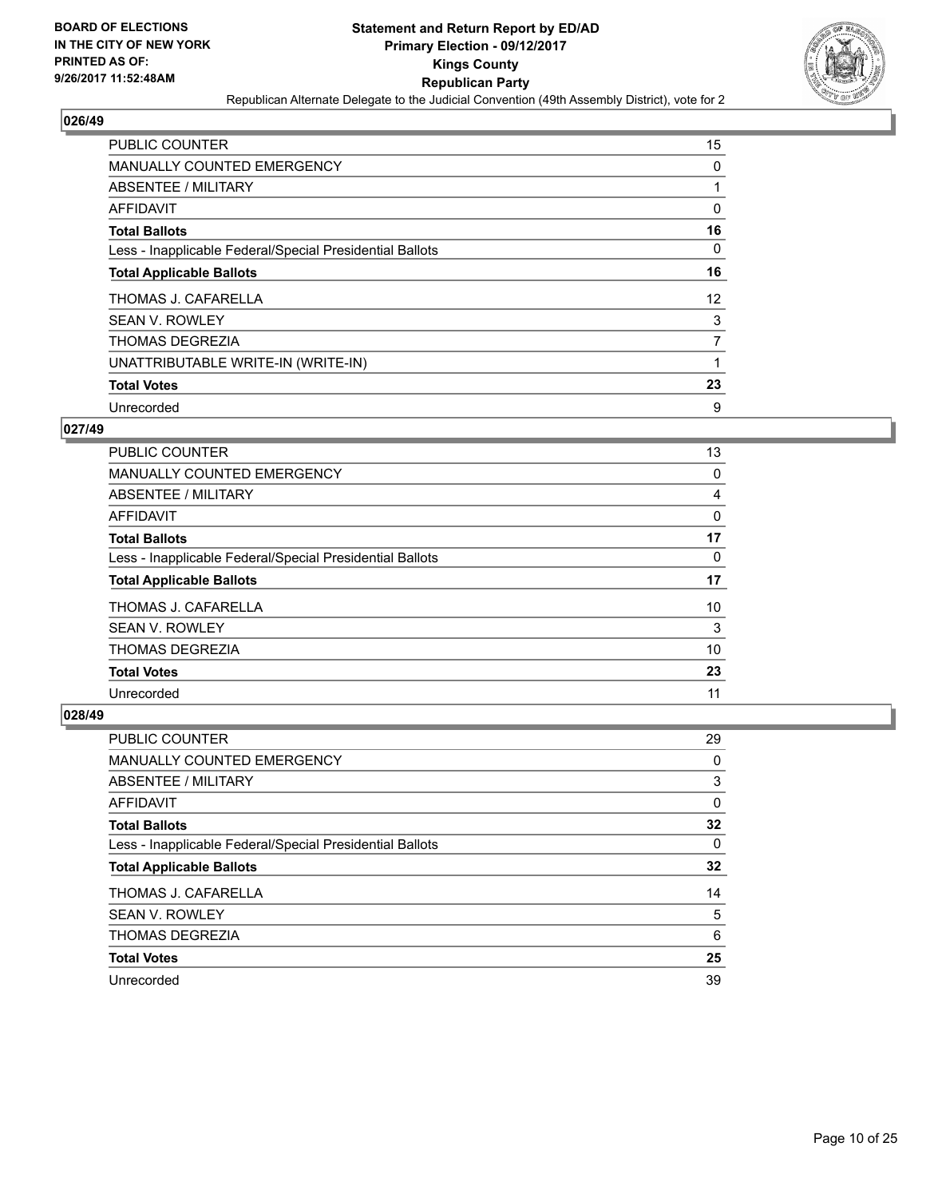**BOARD OF ELECTIONS IN THE CITY OF NEW YORK PRINTED AS OF: 9/26/2017 11:52:48AM**

# Statement and Return Report by ED/AD
## Primary Election - 09/12/2017
## Kings County
## Republican Party
### Republican Alternate Delegate to the Judicial Convention (49th Assembly District), vote for 2

## 026/49

| | |
|---|---|
| PUBLIC COUNTER | 15 |
| MANUALLY COUNTED EMERGENCY | 0 |
| ABSENTEE / MILITARY | 1 |
| AFFIDAVIT | 0 |
| **Total Ballots** | **16** |
| Less - Inapplicable Federal/Special Presidential Ballots | 0 |
| **Total Applicable Ballots** | **16** |
| THOMAS J. CAFARELLA | 12 |
| SEAN V. ROWLEY | 3 |
| THOMAS DEGREZIA | 7 |
| UNATTRIBUTABLE WRITE-IN (WRITE-IN) | 1 |
| **Total Votes** | **23** |
| Unrecorded | 9 |

## 027/49

| | |
|---|---|
| PUBLIC COUNTER | 13 |
| MANUALLY COUNTED EMERGENCY | 0 |
| ABSENTEE / MILITARY | 4 |
| AFFIDAVIT | 0 |
| **Total Ballots** | **17** |
| Less - Inapplicable Federal/Special Presidential Ballots | 0 |
| **Total Applicable Ballots** | **17** |
| THOMAS J. CAFARELLA | 10 |
| SEAN V. ROWLEY | 3 |
| THOMAS DEGREZIA | 10 |
| **Total Votes** | **23** |
| Unrecorded | 11 |

## 028/49

| | |
|---|---|
| PUBLIC COUNTER | 29 |
| MANUALLY COUNTED EMERGENCY | 0 |
| ABSENTEE / MILITARY | 3 |
| AFFIDAVIT | 0 |
| **Total Ballots** | **32** |
| Less - Inapplicable Federal/Special Presidential Ballots | 0 |
| **Total Applicable Ballots** | **32** |
| THOMAS J. CAFARELLA | 14 |
| SEAN V. ROWLEY | 5 |
| THOMAS DEGREZIA | 6 |
| **Total Votes** | **25** |
| Unrecorded | 39 |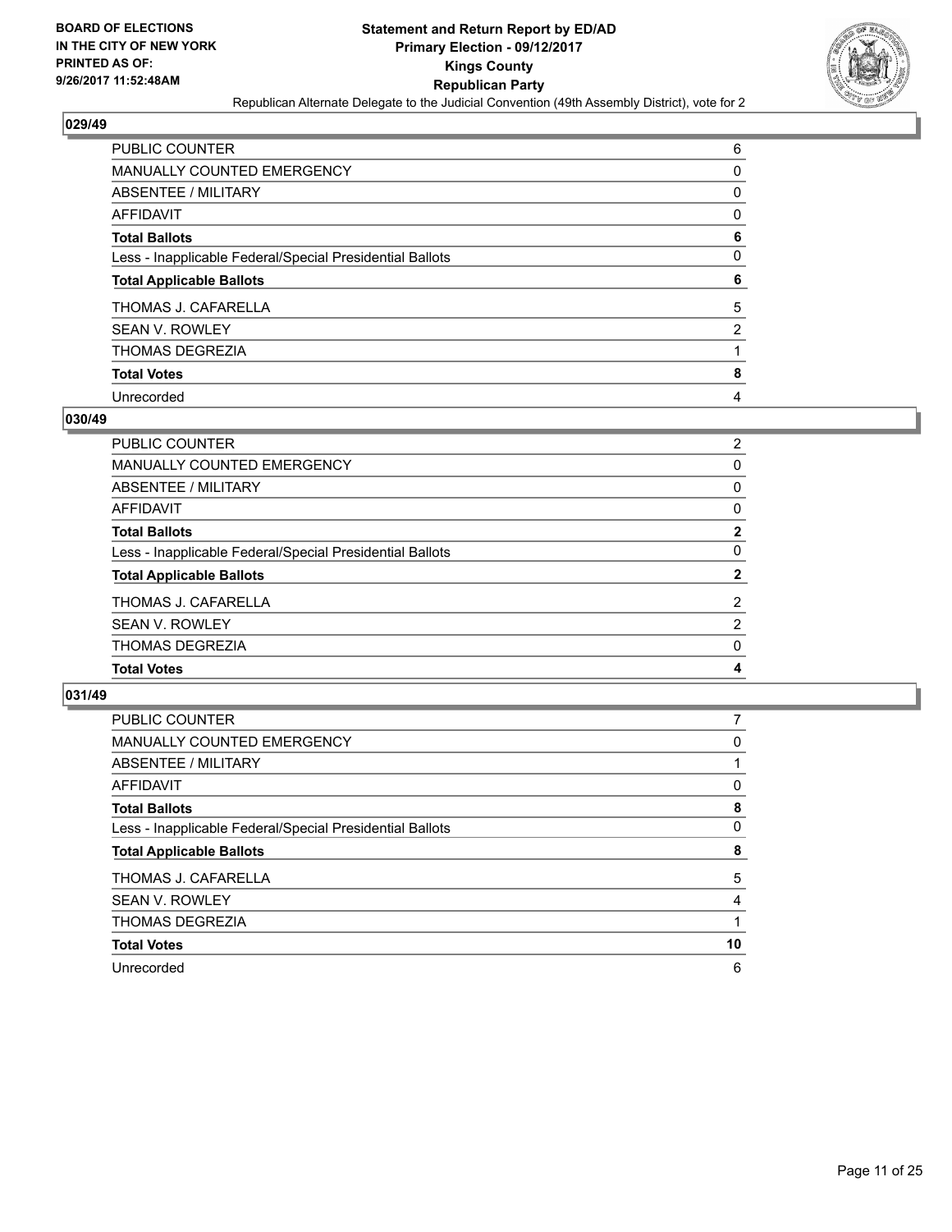**BOARD OF ELECTIONS IN THE CITY OF NEW YORK PRINTED AS OF: 9/26/2017 11:52:48AM**

# Statement and Return Report by ED/AD
## Primary Election - 09/12/2017
## Kings County
## Republican Party
### Republican Alternate Delegate to the Judicial Convention (49th Assembly District), vote for 2

### 029/49

| | |
|---|---|
| PUBLIC COUNTER | 6 |
| MANUALLY COUNTED EMERGENCY | 0 |
| ABSENTEE / MILITARY | 0 |
| AFFIDAVIT | 0 |
| **Total Ballots** | **6** |
| Less - Inapplicable Federal/Special Presidential Ballots | 0 |
| **Total Applicable Ballots** | **6** |
| THOMAS J. CAFARELLA | 5 |
| SEAN V. ROWLEY | 2 |
| THOMAS DEGREZIA | 1 |
| **Total Votes** | **8** |
| Unrecorded | 4 |

### 030/49

| | |
|---|---|
| PUBLIC COUNTER | 2 |
| MANUALLY COUNTED EMERGENCY | 0 |
| ABSENTEE / MILITARY | 0 |
| AFFIDAVIT | 0 |
| **Total Ballots** | **2** |
| Less - Inapplicable Federal/Special Presidential Ballots | 0 |
| **Total Applicable Ballots** | **2** |
| THOMAS J. CAFARELLA | 2 |
| SEAN V. ROWLEY | 2 |
| THOMAS DEGREZIA | 0 |
| **Total Votes** | **4** |

### 031/49

| | |
|---|---|
| PUBLIC COUNTER | 7 |
| MANUALLY COUNTED EMERGENCY | 0 |
| ABSENTEE / MILITARY | 1 |
| AFFIDAVIT | 0 |
| **Total Ballots** | **8** |
| Less - Inapplicable Federal/Special Presidential Ballots | 0 |
| **Total Applicable Ballots** | **8** |
| THOMAS J. CAFARELLA | 5 |
| SEAN V. ROWLEY | 4 |
| THOMAS DEGREZIA | 1 |
| **Total Votes** | **10** |
| Unrecorded | 6 |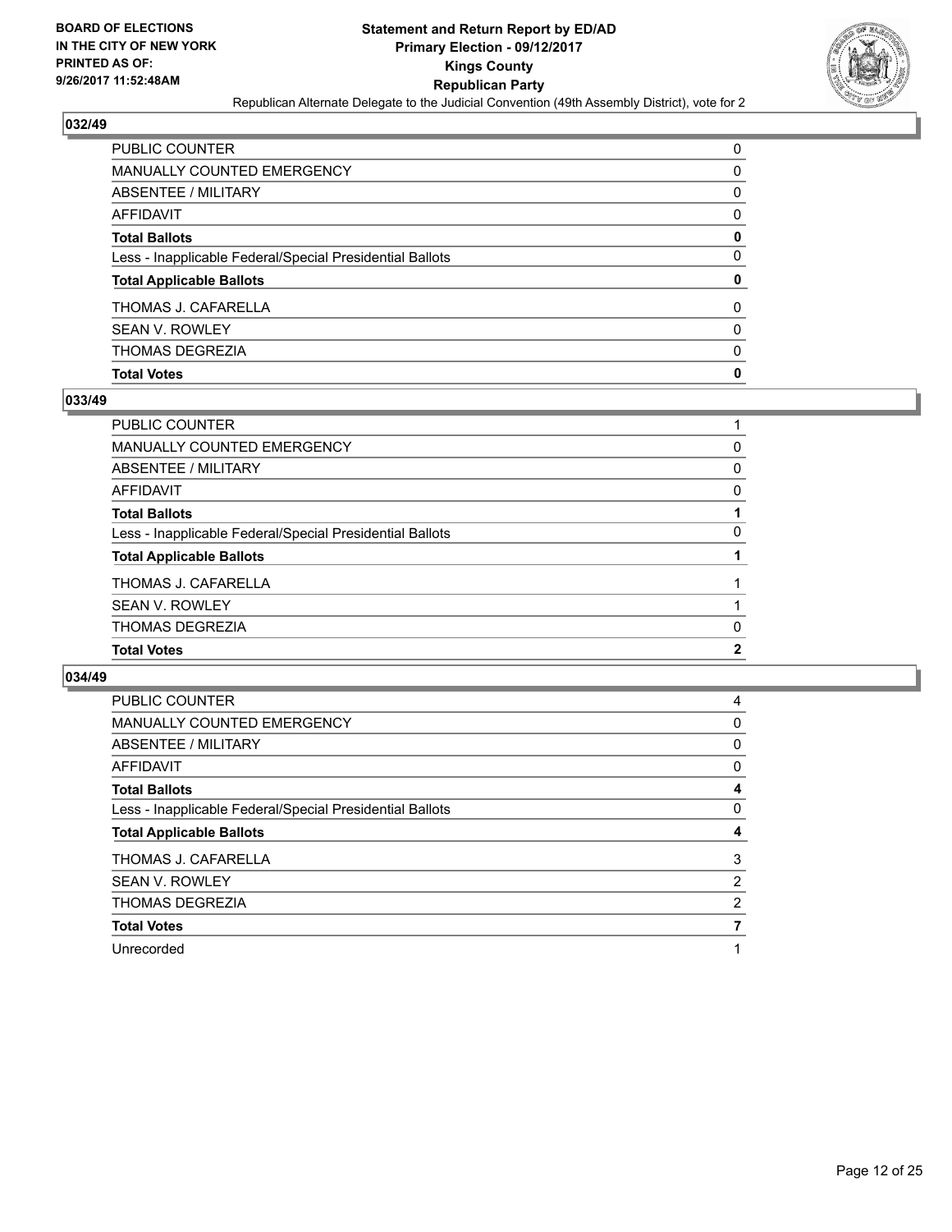**BOARD OF ELECTIONS IN THE CITY OF NEW YORK PRINTED AS OF: 9/26/2017 11:52:48AM**

# Statement and Return Report by ED/AD
## Primary Election - 09/12/2017
## Kings County
## Republican Party
### Republican Alternate Delegate to the Judicial Convention (49th Assembly District), vote for 2

### 032/49

| | |
|---|---|
| PUBLIC COUNTER | 0 |
| MANUALLY COUNTED EMERGENCY | 0 |
| ABSENTEE / MILITARY | 0 |
| AFFIDAVIT | 0 |
| **Total Ballots** | **0** |
| Less - Inapplicable Federal/Special Presidential Ballots | 0 |
| **Total Applicable Ballots** | **0** |
| THOMAS J. CAFARELLA | 0 |
| SEAN V. ROWLEY | 0 |
| THOMAS DEGREZIA | 0 |
| **Total Votes** | **0** |

### 033/49

| | |
|---|---|
| PUBLIC COUNTER | 1 |
| MANUALLY COUNTED EMERGENCY | 0 |
| ABSENTEE / MILITARY | 0 |
| AFFIDAVIT | 0 |
| **Total Ballots** | **1** |
| Less - Inapplicable Federal/Special Presidential Ballots | 0 |
| **Total Applicable Ballots** | **1** |
| THOMAS J. CAFARELLA | 1 |
| SEAN V. ROWLEY | 1 |
| THOMAS DEGREZIA | 0 |
| **Total Votes** | **2** |

### 034/49

| | |
|---|---|
| PUBLIC COUNTER | 4 |
| MANUALLY COUNTED EMERGENCY | 0 |
| ABSENTEE / MILITARY | 0 |
| AFFIDAVIT | 0 |
| **Total Ballots** | **4** |
| Less - Inapplicable Federal/Special Presidential Ballots | 0 |
| **Total Applicable Ballots** | **4** |
| THOMAS J. CAFARELLA | 3 |
| SEAN V. ROWLEY | 2 |
| THOMAS DEGREZIA | 2 |
| **Total Votes** | **7** |
| Unrecorded | 1 |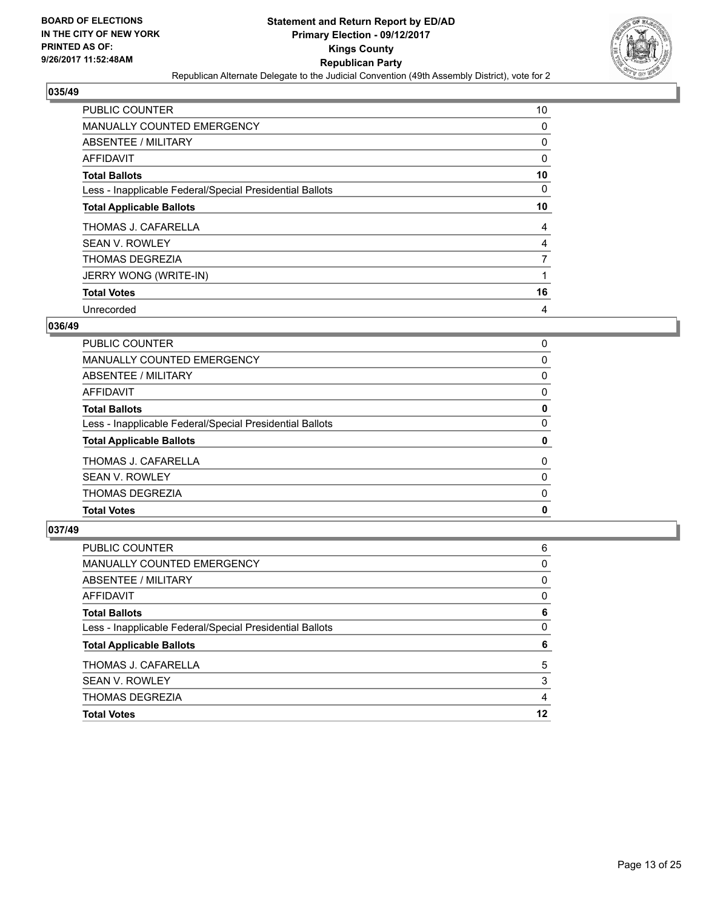**BOARD OF ELECTIONS IN THE CITY OF NEW YORK PRINTED AS OF: 9/26/2017 11:52:48AM**

**Statement and Return Report by ED/AD Primary Election - 09/12/2017 Kings County Republican Party**

Republican Alternate Delegate to the Judicial Convention (49th Assembly District), vote for 2

## 035/49

| | |
|---|---|
| PUBLIC COUNTER | 10 |
| MANUALLY COUNTED EMERGENCY | 0 |
| ABSENTEE / MILITARY | 0 |
| AFFIDAVIT | 0 |
| **Total Ballots** | **10** |
| Less - Inapplicable Federal/Special Presidential Ballots | 0 |
| **Total Applicable Ballots** | **10** |
| THOMAS J. CAFARELLA | 4 |
| SEAN V. ROWLEY | 4 |
| THOMAS DEGREZIA | 7 |
| JERRY WONG (WRITE-IN) | 1 |
| **Total Votes** | **16** |
| Unrecorded | 4 |

## 036/49

| | |
|---|---|
| PUBLIC COUNTER | 0 |
| MANUALLY COUNTED EMERGENCY | 0 |
| ABSENTEE / MILITARY | 0 |
| AFFIDAVIT | 0 |
| **Total Ballots** | **0** |
| Less - Inapplicable Federal/Special Presidential Ballots | 0 |
| **Total Applicable Ballots** | **0** |
| THOMAS J. CAFARELLA | 0 |
| SEAN V. ROWLEY | 0 |
| THOMAS DEGREZIA | 0 |
| **Total Votes** | **0** |

## 037/49

| | |
|---|---|
| PUBLIC COUNTER | 6 |
| MANUALLY COUNTED EMERGENCY | 0 |
| ABSENTEE / MILITARY | 0 |
| AFFIDAVIT | 0 |
| **Total Ballots** | **6** |
| Less - Inapplicable Federal/Special Presidential Ballots | 0 |
| **Total Applicable Ballots** | **6** |
| THOMAS J. CAFARELLA | 5 |
| SEAN V. ROWLEY | 3 |
| THOMAS DEGREZIA | 4 |
| **Total Votes** | **12** |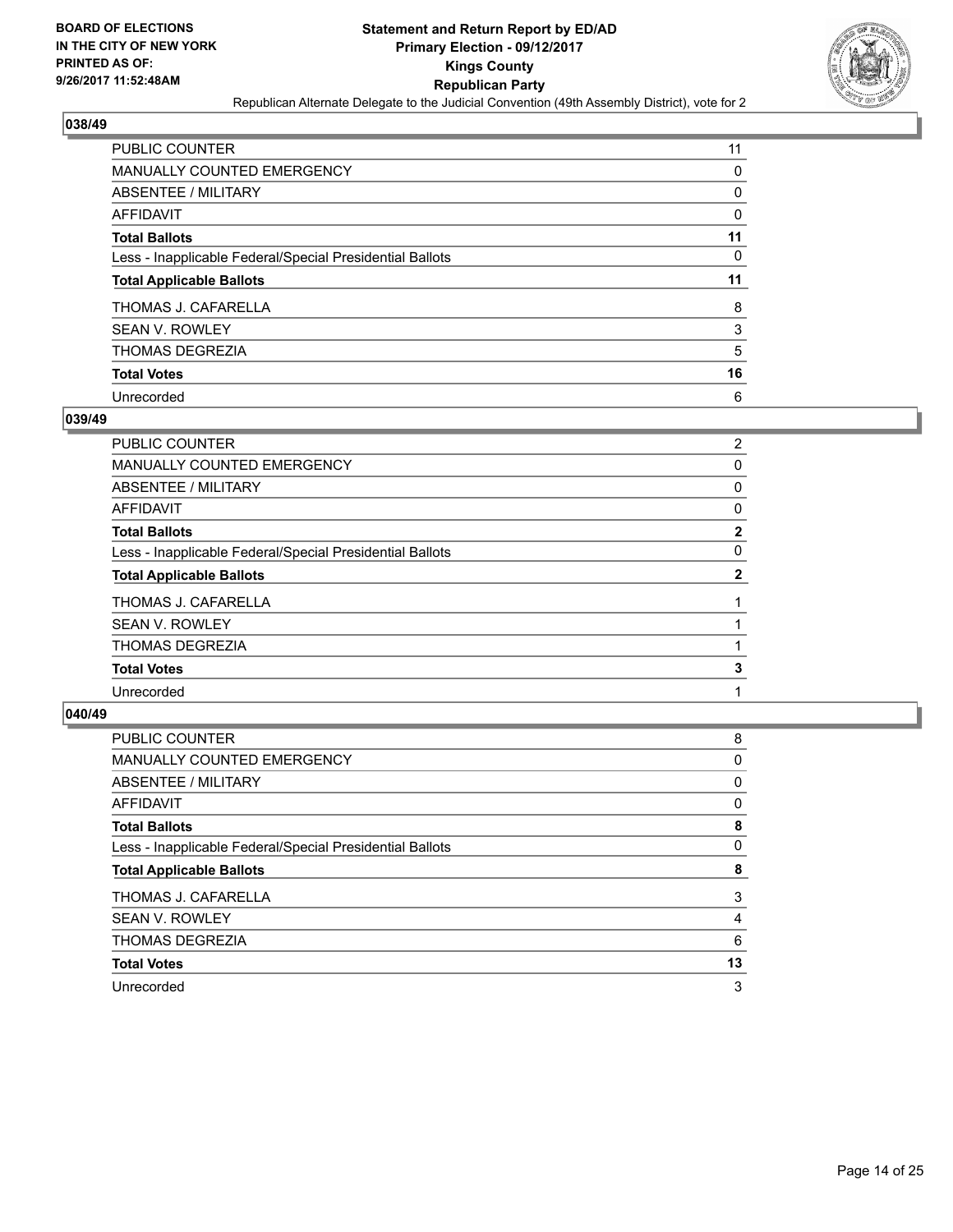**BOARD OF ELECTIONS IN THE CITY OF NEW YORK PRINTED AS OF: 9/26/2017 11:52:48AM**

# Statement and Return Report by ED/AD
## Primary Election - 09/12/2017
## Kings County
## Republican Party
### Republican Alternate Delegate to the Judicial Convention (49th Assembly District), vote for 2

**038/49**

| | |
|---|---|
| PUBLIC COUNTER | 11 |
| MANUALLY COUNTED EMERGENCY | 0 |
| ABSENTEE / MILITARY | 0 |
| AFFIDAVIT | 0 |
| **Total Ballots** | **11** |
| Less - Inapplicable Federal/Special Presidential Ballots | 0 |
| **Total Applicable Ballots** | **11** |
| THOMAS J. CAFARELLA | 8 |
| SEAN V. ROWLEY | 3 |
| THOMAS DEGREZIA | 5 |
| **Total Votes** | **16** |
| Unrecorded | 6 |

**039/49**

| | |
|---|---|
| PUBLIC COUNTER | 2 |
| MANUALLY COUNTED EMERGENCY | 0 |
| ABSENTEE / MILITARY | 0 |
| AFFIDAVIT | 0 |
| **Total Ballots** | **2** |
| Less - Inapplicable Federal/Special Presidential Ballots | 0 |
| **Total Applicable Ballots** | **2** |
| THOMAS J. CAFARELLA | 1 |
| SEAN V. ROWLEY | 1 |
| THOMAS DEGREZIA | 1 |
| **Total Votes** | **3** |
| Unrecorded | 1 |

**040/49**

| | |
|---|---|
| PUBLIC COUNTER | 8 |
| MANUALLY COUNTED EMERGENCY | 0 |
| ABSENTEE / MILITARY | 0 |
| AFFIDAVIT | 0 |
| **Total Ballots** | **8** |
| Less - Inapplicable Federal/Special Presidential Ballots | 0 |
| **Total Applicable Ballots** | **8** |
| THOMAS J. CAFARELLA | 3 |
| SEAN V. ROWLEY | 4 |
| THOMAS DEGREZIA | 6 |
| **Total Votes** | **13** |
| Unrecorded | 3 |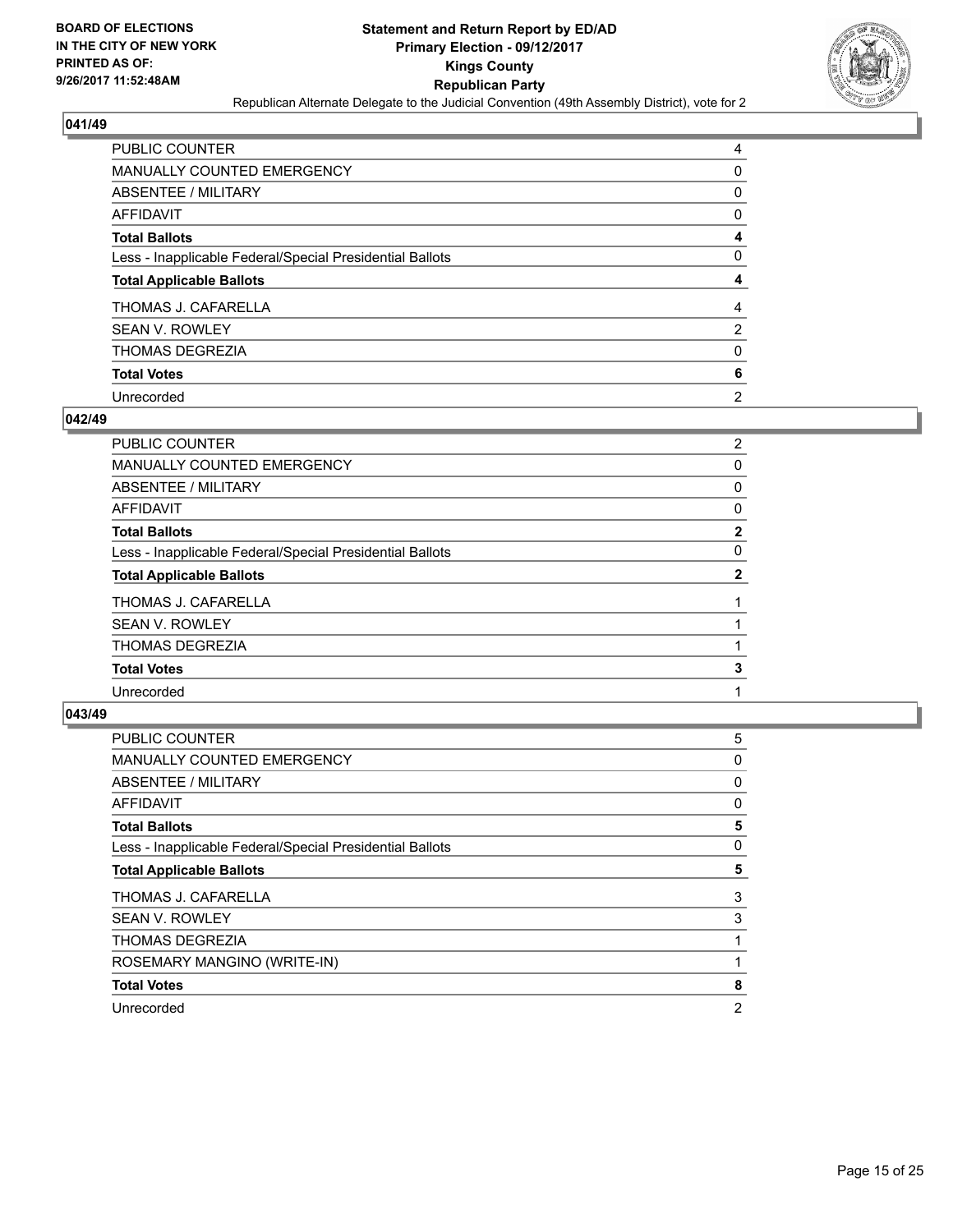**BOARD OF ELECTIONS IN THE CITY OF NEW YORK PRINTED AS OF: 9/26/2017 11:52:48AM**

# Statement and Return Report by ED/AD
## Primary Election - 09/12/2017
## Kings County
## Republican Party
### Republican Alternate Delegate to the Judicial Convention (49th Assembly District), vote for 2

### 041/49

| | |
|---|---|
| PUBLIC COUNTER | 4 |
| MANUALLY COUNTED EMERGENCY | 0 |
| ABSENTEE / MILITARY | 0 |
| AFFIDAVIT | 0 |
| **Total Ballots** | **4** |
| Less - Inapplicable Federal/Special Presidential Ballots | 0 |
| **Total Applicable Ballots** | **4** |
| THOMAS J. CAFARELLA | 4 |
| SEAN V. ROWLEY | 2 |
| THOMAS DEGREZIA | 0 |
| **Total Votes** | **6** |
| Unrecorded | 2 |

### 042/49

| | |
|---|---|
| PUBLIC COUNTER | 2 |
| MANUALLY COUNTED EMERGENCY | 0 |
| ABSENTEE / MILITARY | 0 |
| AFFIDAVIT | 0 |
| **Total Ballots** | **2** |
| Less - Inapplicable Federal/Special Presidential Ballots | 0 |
| **Total Applicable Ballots** | **2** |
| THOMAS J. CAFARELLA | 1 |
| SEAN V. ROWLEY | 1 |
| THOMAS DEGREZIA | 1 |
| **Total Votes** | **3** |
| Unrecorded | 1 |

### 043/49

| | |
|---|---|
| PUBLIC COUNTER | 5 |
| MANUALLY COUNTED EMERGENCY | 0 |
| ABSENTEE / MILITARY | 0 |
| AFFIDAVIT | 0 |
| **Total Ballots** | **5** |
| Less - Inapplicable Federal/Special Presidential Ballots | 0 |
| **Total Applicable Ballots** | **5** |
| THOMAS J. CAFARELLA | 3 |
| SEAN V. ROWLEY | 3 |
| THOMAS DEGREZIA | 1 |
| ROSEMARY MANGINO (WRITE-IN) | 1 |
| **Total Votes** | **8** |
| Unrecorded | 2 |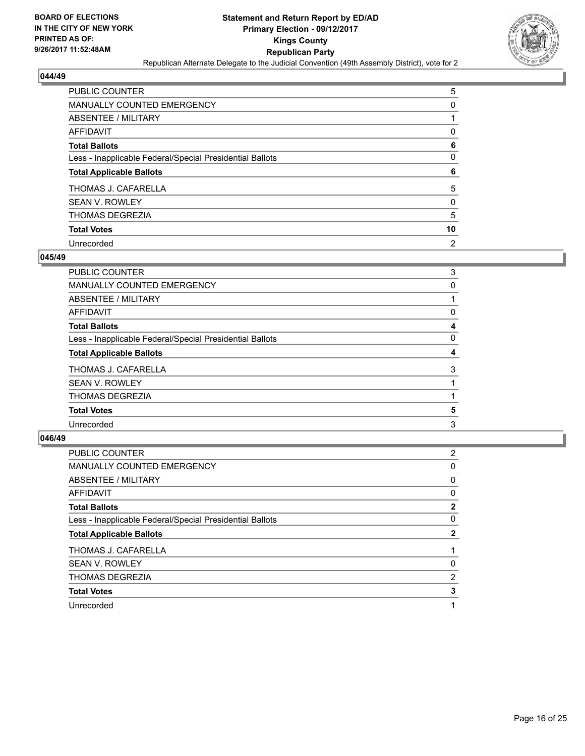BOARD OF ELECTIONS
IN THE CITY OF NEW YORK
PRINTED AS OF:
9/26/2017 11:52:48AM

# Statement and Return Report by ED/AD
## Primary Election - 09/12/2017
## Kings County
## Republican Party
### Republican Alternate Delegate to the Judicial Convention (49th Assembly District), vote for 2

**044/49**

| | |
|---|---|
| PUBLIC COUNTER | 5 |
| MANUALLY COUNTED EMERGENCY | 0 |
| ABSENTEE / MILITARY | 1 |
| AFFIDAVIT | 0 |
| **Total Ballots** | **6** |
| Less - Inapplicable Federal/Special Presidential Ballots | 0 |
| **Total Applicable Ballots** | **6** |
| THOMAS J. CAFARELLA | 5 |
| SEAN V. ROWLEY | 0 |
| THOMAS DEGREZIA | 5 |
| **Total Votes** | **10** |
| Unrecorded | 2 |

**045/49**

| | |
|---|---|
| PUBLIC COUNTER | 3 |
| MANUALLY COUNTED EMERGENCY | 0 |
| ABSENTEE / MILITARY | 1 |
| AFFIDAVIT | 0 |
| **Total Ballots** | **4** |
| Less - Inapplicable Federal/Special Presidential Ballots | 0 |
| **Total Applicable Ballots** | **4** |
| THOMAS J. CAFARELLA | 3 |
| SEAN V. ROWLEY | 1 |
| THOMAS DEGREZIA | 1 |
| **Total Votes** | **5** |
| Unrecorded | 3 |

**046/49**

| | |
|---|---|
| PUBLIC COUNTER | 2 |
| MANUALLY COUNTED EMERGENCY | 0 |
| ABSENTEE / MILITARY | 0 |
| AFFIDAVIT | 0 |
| **Total Ballots** | **2** |
| Less - Inapplicable Federal/Special Presidential Ballots | 0 |
| **Total Applicable Ballots** | **2** |
| THOMAS J. CAFARELLA | 1 |
| SEAN V. ROWLEY | 0 |
| THOMAS DEGREZIA | 2 |
| **Total Votes** | **3** |
| Unrecorded | 1 |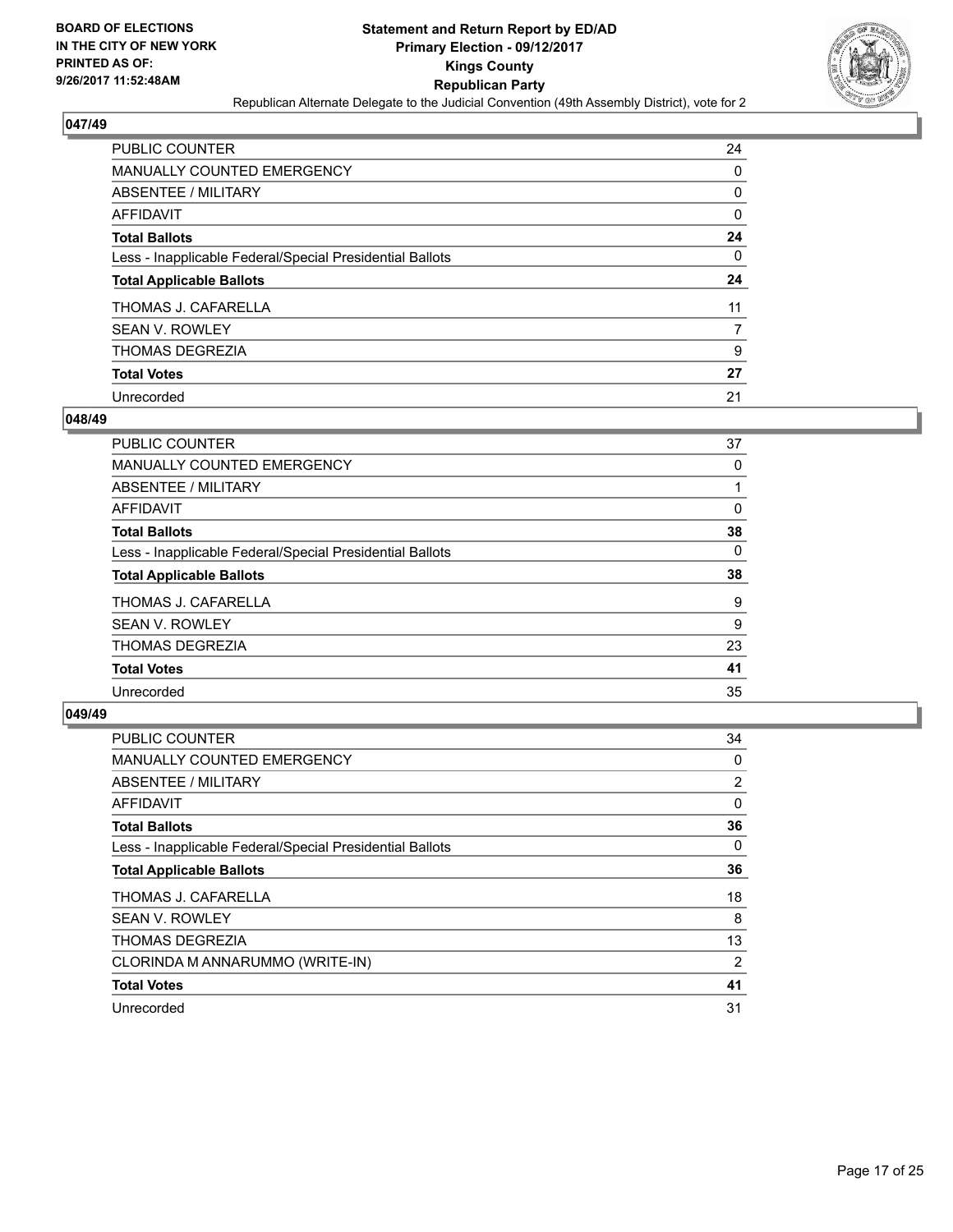BOARD OF ELECTIONS
IN THE CITY OF NEW YORK
PRINTED AS OF:
9/26/2017 11:52:48AM

# Statement and Return Report by ED/AD
## Primary Election - 09/12/2017
## Kings County
## Republican Party
Republican Alternate Delegate to the Judicial Convention (49th Assembly District), vote for 2

### 047/49

| | |
|---|---|
| PUBLIC COUNTER | 24 |
| MANUALLY COUNTED EMERGENCY | 0 |
| ABSENTEE / MILITARY | 0 |
| AFFIDAVIT | 0 |
| **Total Ballots** | **24** |
| Less - Inapplicable Federal/Special Presidential Ballots | 0 |
| **Total Applicable Ballots** | **24** |
| THOMAS J. CAFARELLA | 11 |
| SEAN V. ROWLEY | 7 |
| THOMAS DEGREZIA | 9 |
| **Total Votes** | **27** |
| Unrecorded | 21 |

### 048/49

| | |
|---|---|
| PUBLIC COUNTER | 37 |
| MANUALLY COUNTED EMERGENCY | 0 |
| ABSENTEE / MILITARY | 1 |
| AFFIDAVIT | 0 |
| **Total Ballots** | **38** |
| Less - Inapplicable Federal/Special Presidential Ballots | 0 |
| **Total Applicable Ballots** | **38** |
| THOMAS J. CAFARELLA | 9 |
| SEAN V. ROWLEY | 9 |
| THOMAS DEGREZIA | 23 |
| **Total Votes** | **41** |
| Unrecorded | 35 |

### 049/49

| | |
|---|---|
| PUBLIC COUNTER | 34 |
| MANUALLY COUNTED EMERGENCY | 0 |
| ABSENTEE / MILITARY | 2 |
| AFFIDAVIT | 0 |
| **Total Ballots** | **36** |
| Less - Inapplicable Federal/Special Presidential Ballots | 0 |
| **Total Applicable Ballots** | **36** |
| THOMAS J. CAFARELLA | 18 |
| SEAN V. ROWLEY | 8 |
| THOMAS DEGREZIA | 13 |
| CLORINDA M ANNARUMMO (WRITE-IN) | 2 |
| **Total Votes** | **41** |
| Unrecorded | 31 |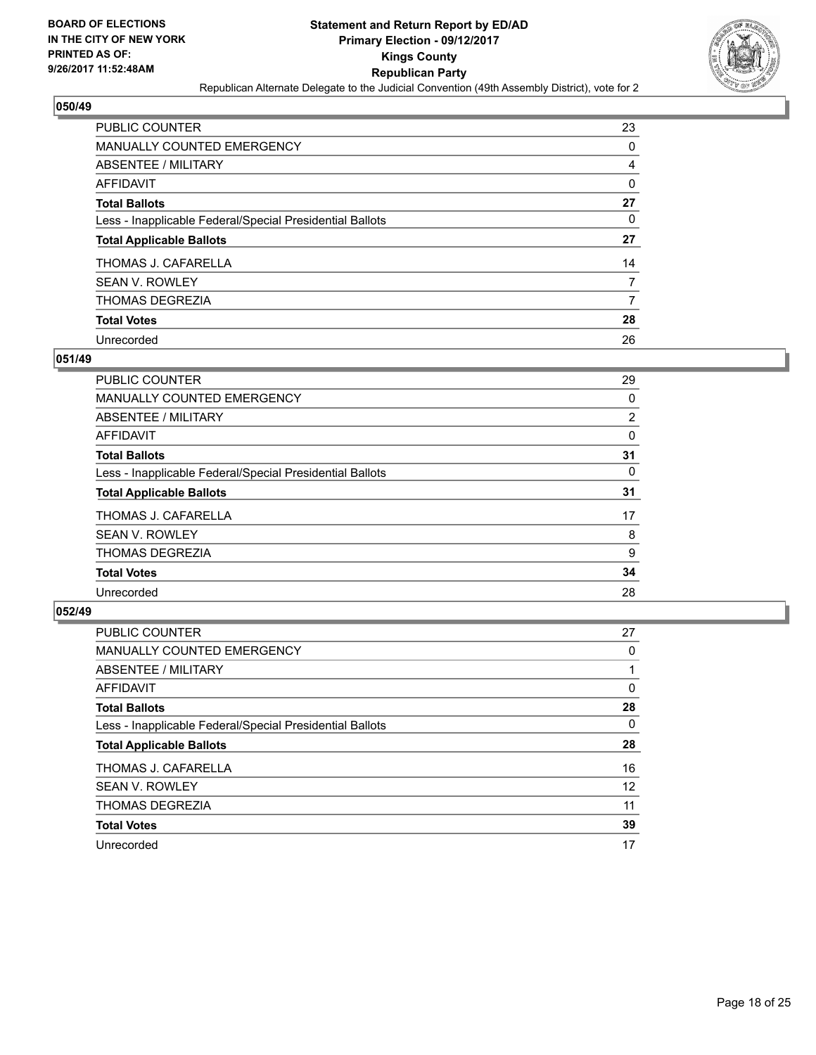BOARD OF ELECTIONS
IN THE CITY OF NEW YORK
PRINTED AS OF:
9/26/2017 11:52:48AM

**Statement and Return Report by ED/AD**
**Primary Election - 09/12/2017**
**Kings County**
**Republican Party**
Republican Alternate Delegate to the Judicial Convention (49th Assembly District), vote for 2

## 050/49

| | |
|---|---|
| PUBLIC COUNTER | 23 |
| MANUALLY COUNTED EMERGENCY | 0 |
| ABSENTEE / MILITARY | 4 |
| AFFIDAVIT | 0 |
| **Total Ballots** | **27** |
| Less - Inapplicable Federal/Special Presidential Ballots | 0 |
| **Total Applicable Ballots** | **27** |
| THOMAS J. CAFARELLA | 14 |
| SEAN V. ROWLEY | 7 |
| THOMAS DEGREZIA | 7 |
| **Total Votes** | **28** |
| Unrecorded | 26 |

## 051/49

| | |
|---|---|
| PUBLIC COUNTER | 29 |
| MANUALLY COUNTED EMERGENCY | 0 |
| ABSENTEE / MILITARY | 2 |
| AFFIDAVIT | 0 |
| **Total Ballots** | **31** |
| Less - Inapplicable Federal/Special Presidential Ballots | 0 |
| **Total Applicable Ballots** | **31** |
| THOMAS J. CAFARELLA | 17 |
| SEAN V. ROWLEY | 8 |
| THOMAS DEGREZIA | 9 |
| **Total Votes** | **34** |
| Unrecorded | 28 |

## 052/49

| | |
|---|---|
| PUBLIC COUNTER | 27 |
| MANUALLY COUNTED EMERGENCY | 0 |
| ABSENTEE / MILITARY | 1 |
| AFFIDAVIT | 0 |
| **Total Ballots** | **28** |
| Less - Inapplicable Federal/Special Presidential Ballots | 0 |
| **Total Applicable Ballots** | **28** |
| THOMAS J. CAFARELLA | 16 |
| SEAN V. ROWLEY | 12 |
| THOMAS DEGREZIA | 11 |
| **Total Votes** | **39** |
| Unrecorded | 17 |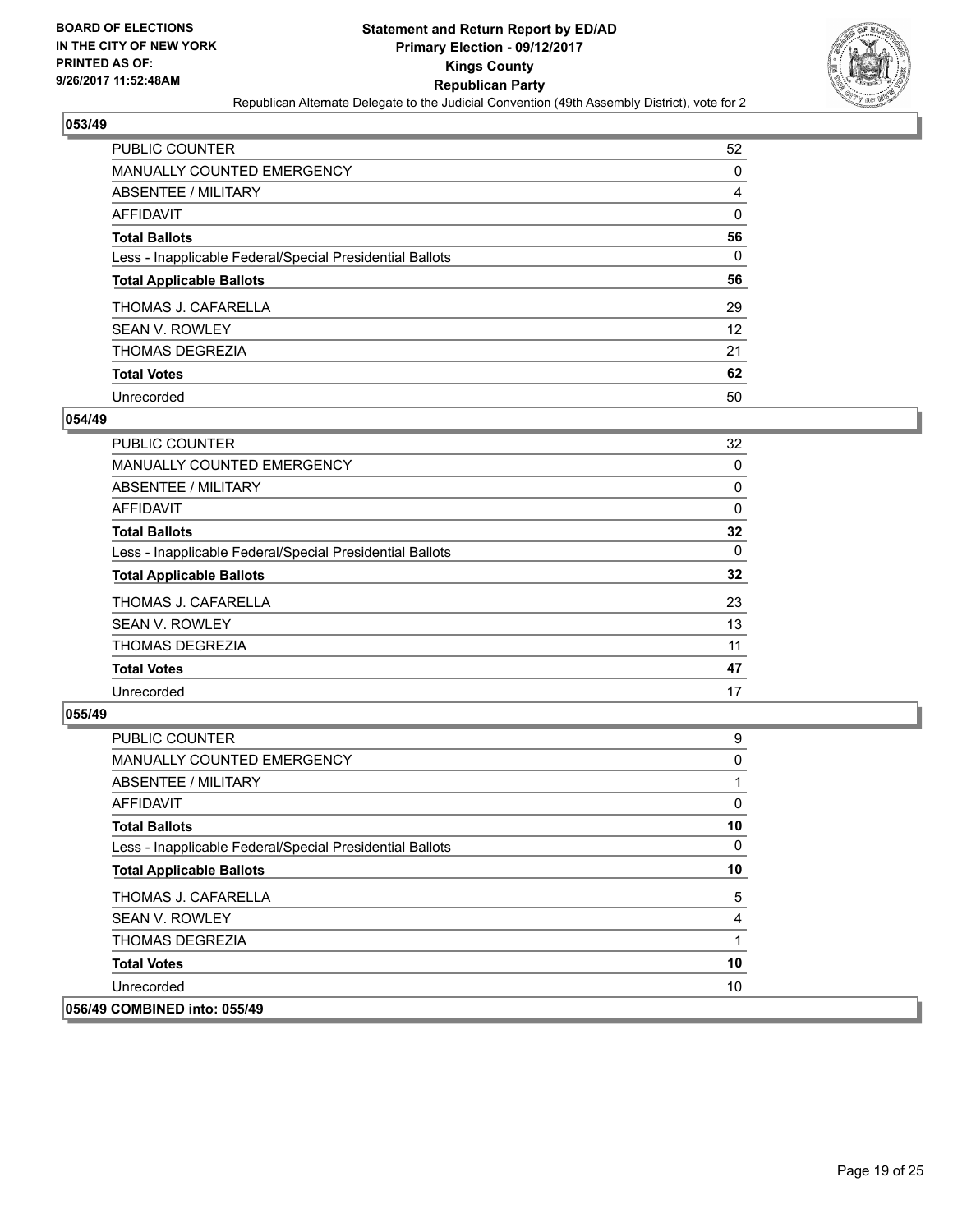BOARD OF ELECTIONS
IN THE CITY OF NEW YORK
PRINTED AS OF:
9/26/2017 11:52:48AM

**Statement and Return Report by ED/AD**
**Primary Election - 09/12/2017**
**Kings County**
**Republican Party**
Republican Alternate Delegate to the Judicial Convention (49th Assembly District), vote for 2

### 053/49

| | |
|---|---|
| PUBLIC COUNTER | 52 |
| MANUALLY COUNTED EMERGENCY | 0 |
| ABSENTEE / MILITARY | 4 |
| AFFIDAVIT | 0 |
| **Total Ballots** | **56** |
| Less - Inapplicable Federal/Special Presidential Ballots | 0 |
| **Total Applicable Ballots** | **56** |
| THOMAS J. CAFARELLA | 29 |
| SEAN V. ROWLEY | 12 |
| THOMAS DEGREZIA | 21 |
| **Total Votes** | **62** |
| Unrecorded | 50 |

### 054/49

| | |
|---|---|
| PUBLIC COUNTER | 32 |
| MANUALLY COUNTED EMERGENCY | 0 |
| ABSENTEE / MILITARY | 0 |
| AFFIDAVIT | 0 |
| **Total Ballots** | **32** |
| Less - Inapplicable Federal/Special Presidential Ballots | 0 |
| **Total Applicable Ballots** | **32** |
| THOMAS J. CAFARELLA | 23 |
| SEAN V. ROWLEY | 13 |
| THOMAS DEGREZIA | 11 |
| **Total Votes** | **47** |
| Unrecorded | 17 |

### 055/49

| | |
|---|---|
| PUBLIC COUNTER | 9 |
| MANUALLY COUNTED EMERGENCY | 0 |
| ABSENTEE / MILITARY | 1 |
| AFFIDAVIT | 0 |
| **Total Ballots** | **10** |
| Less - Inapplicable Federal/Special Presidential Ballots | 0 |
| **Total Applicable Ballots** | **10** |
| THOMAS J. CAFARELLA | 5 |
| SEAN V. ROWLEY | 4 |
| THOMAS DEGREZIA | 1 |
| **Total Votes** | **10** |
| Unrecorded | 10 |

**056/49 COMBINED into: 055/49**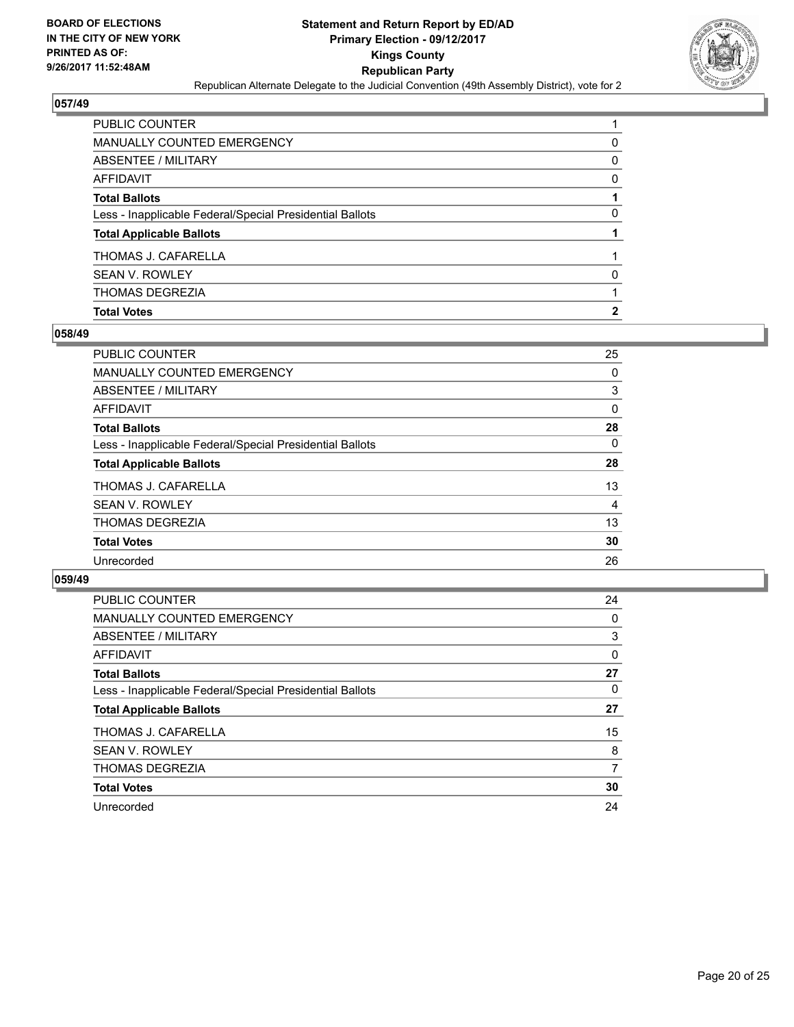**BOARD OF ELECTIONS IN THE CITY OF NEW YORK PRINTED AS OF: 9/26/2017 11:52:48AM**

**Statement and Return Report by ED/AD Primary Election - 09/12/2017 Kings County Republican Party**

Republican Alternate Delegate to the Judicial Convention (49th Assembly District), vote for 2

### 057/49

| | |
|---|---|
| PUBLIC COUNTER | 1 |
| MANUALLY COUNTED EMERGENCY | 0 |
| ABSENTEE / MILITARY | 0 |
| AFFIDAVIT | 0 |
| **Total Ballots** | **1** |
| Less - Inapplicable Federal/Special Presidential Ballots | 0 |
| **Total Applicable Ballots** | **1** |
| THOMAS J. CAFARELLA | 1 |
| SEAN V. ROWLEY | 0 |
| THOMAS DEGREZIA | 1 |
| **Total Votes** | **2** |

### 058/49

| | |
|---|---|
| PUBLIC COUNTER | 25 |
| MANUALLY COUNTED EMERGENCY | 0 |
| ABSENTEE / MILITARY | 3 |
| AFFIDAVIT | 0 |
| **Total Ballots** | **28** |
| Less - Inapplicable Federal/Special Presidential Ballots | 0 |
| **Total Applicable Ballots** | **28** |
| THOMAS J. CAFARELLA | 13 |
| SEAN V. ROWLEY | 4 |
| THOMAS DEGREZIA | 13 |
| **Total Votes** | **30** |
| Unrecorded | 26 |

### 059/49

| | |
|---|---|
| PUBLIC COUNTER | 24 |
| MANUALLY COUNTED EMERGENCY | 0 |
| ABSENTEE / MILITARY | 3 |
| AFFIDAVIT | 0 |
| **Total Ballots** | **27** |
| Less - Inapplicable Federal/Special Presidential Ballots | 0 |
| **Total Applicable Ballots** | **27** |
| THOMAS J. CAFARELLA | 15 |
| SEAN V. ROWLEY | 8 |
| THOMAS DEGREZIA | 7 |
| **Total Votes** | **30** |
| Unrecorded | 24 |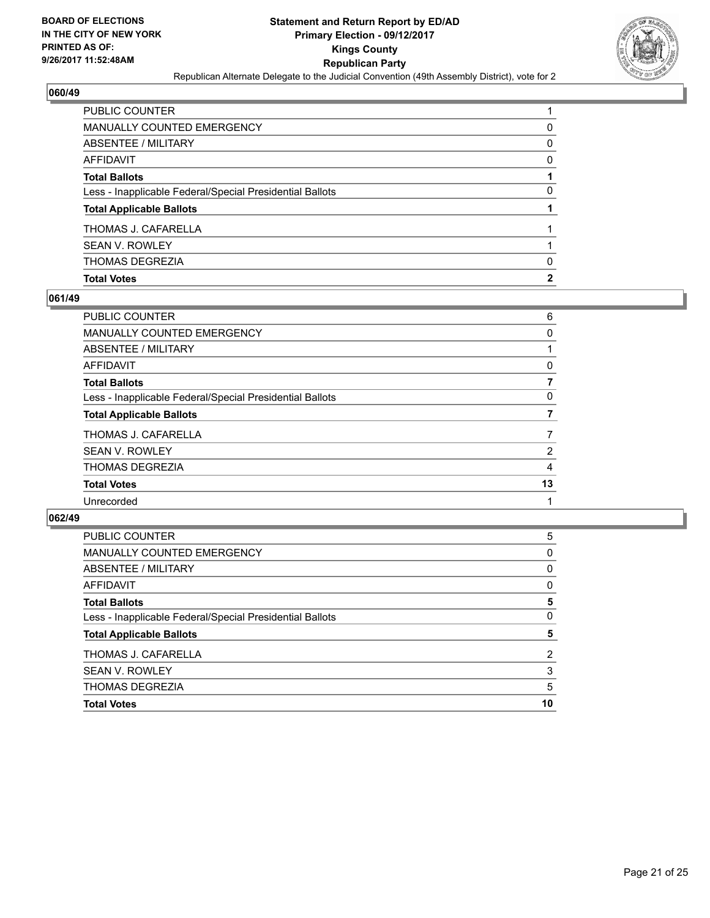BOARD OF ELECTIONS
IN THE CITY OF NEW YORK
PRINTED AS OF:
9/26/2017 11:52:48AM

# Statement and Return Report by ED/AD
## Primary Election - 09/12/2017
## Kings County
## Republican Party

Republican Alternate Delegate to the Judicial Convention (49th Assembly District), vote for 2

### 060/49

| | |
|---|---|
| PUBLIC COUNTER | 1 |
| MANUALLY COUNTED EMERGENCY | 0 |
| ABSENTEE / MILITARY | 0 |
| AFFIDAVIT | 0 |
| **Total Ballots** | **1** |
| Less - Inapplicable Federal/Special Presidential Ballots | 0 |
| **Total Applicable Ballots** | **1** |
| THOMAS J. CAFARELLA | 1 |
| SEAN V. ROWLEY | 1 |
| THOMAS DEGREZIA | 0 |
| **Total Votes** | **2** |

### 061/49

| | |
|---|---|
| PUBLIC COUNTER | 6 |
| MANUALLY COUNTED EMERGENCY | 0 |
| ABSENTEE / MILITARY | 1 |
| AFFIDAVIT | 0 |
| **Total Ballots** | **7** |
| Less - Inapplicable Federal/Special Presidential Ballots | 0 |
| **Total Applicable Ballots** | **7** |
| THOMAS J. CAFARELLA | 7 |
| SEAN V. ROWLEY | 2 |
| THOMAS DEGREZIA | 4 |
| **Total Votes** | **13** |
| Unrecorded | 1 |

### 062/49

| | |
|---|---|
| PUBLIC COUNTER | 5 |
| MANUALLY COUNTED EMERGENCY | 0 |
| ABSENTEE / MILITARY | 0 |
| AFFIDAVIT | 0 |
| **Total Ballots** | **5** |
| Less - Inapplicable Federal/Special Presidential Ballots | 0 |
| **Total Applicable Ballots** | **5** |
| THOMAS J. CAFARELLA | 2 |
| SEAN V. ROWLEY | 3 |
| THOMAS DEGREZIA | 5 |
| **Total Votes** | **10** |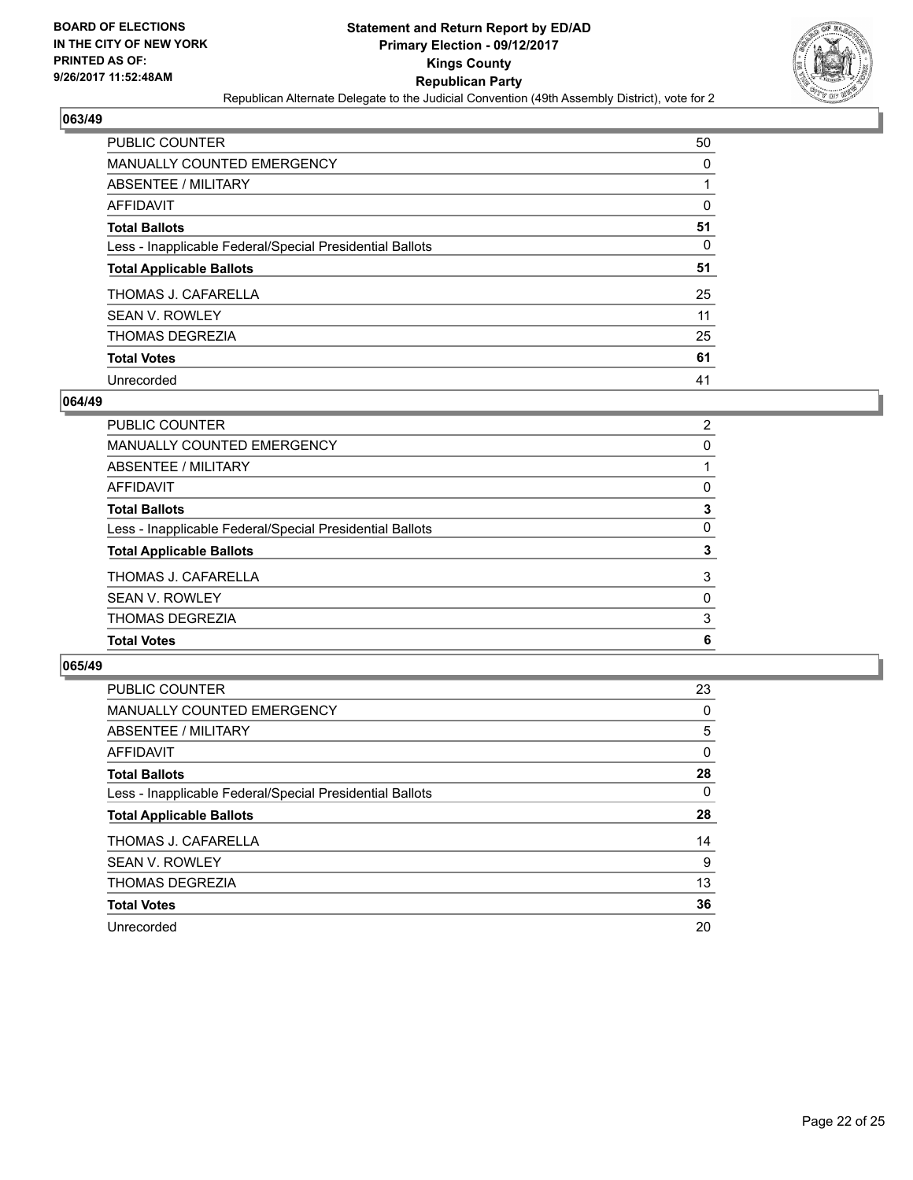**BOARD OF ELECTIONS IN THE CITY OF NEW YORK PRINTED AS OF: 9/26/2017 11:52:48AM**

**Statement and Return Report by ED/AD**
**Primary Election - 09/12/2017**
**Kings County**
**Republican Party**
Republican Alternate Delegate to the Judicial Convention (49th Assembly District), vote for 2

### 063/49

| | |
|---|---|
| PUBLIC COUNTER | 50 |
| MANUALLY COUNTED EMERGENCY | 0 |
| ABSENTEE / MILITARY | 1 |
| AFFIDAVIT | 0 |
| **Total Ballots** | **51** |
| Less - Inapplicable Federal/Special Presidential Ballots | 0 |
| **Total Applicable Ballots** | **51** |
| THOMAS J. CAFARELLA | 25 |
| SEAN V. ROWLEY | 11 |
| THOMAS DEGREZIA | 25 |
| **Total Votes** | **61** |
| Unrecorded | 41 |

### 064/49

| | |
|---|---|
| PUBLIC COUNTER | 2 |
| MANUALLY COUNTED EMERGENCY | 0 |
| ABSENTEE / MILITARY | 1 |
| AFFIDAVIT | 0 |
| **Total Ballots** | **3** |
| Less - Inapplicable Federal/Special Presidential Ballots | 0 |
| **Total Applicable Ballots** | **3** |
| THOMAS J. CAFARELLA | 3 |
| SEAN V. ROWLEY | 0 |
| THOMAS DEGREZIA | 3 |
| **Total Votes** | **6** |

### 065/49

| | |
|---|---|
| PUBLIC COUNTER | 23 |
| MANUALLY COUNTED EMERGENCY | 0 |
| ABSENTEE / MILITARY | 5 |
| AFFIDAVIT | 0 |
| **Total Ballots** | **28** |
| Less - Inapplicable Federal/Special Presidential Ballots | 0 |
| **Total Applicable Ballots** | **28** |
| THOMAS J. CAFARELLA | 14 |
| SEAN V. ROWLEY | 9 |
| THOMAS DEGREZIA | 13 |
| **Total Votes** | **36** |
| Unrecorded | 20 |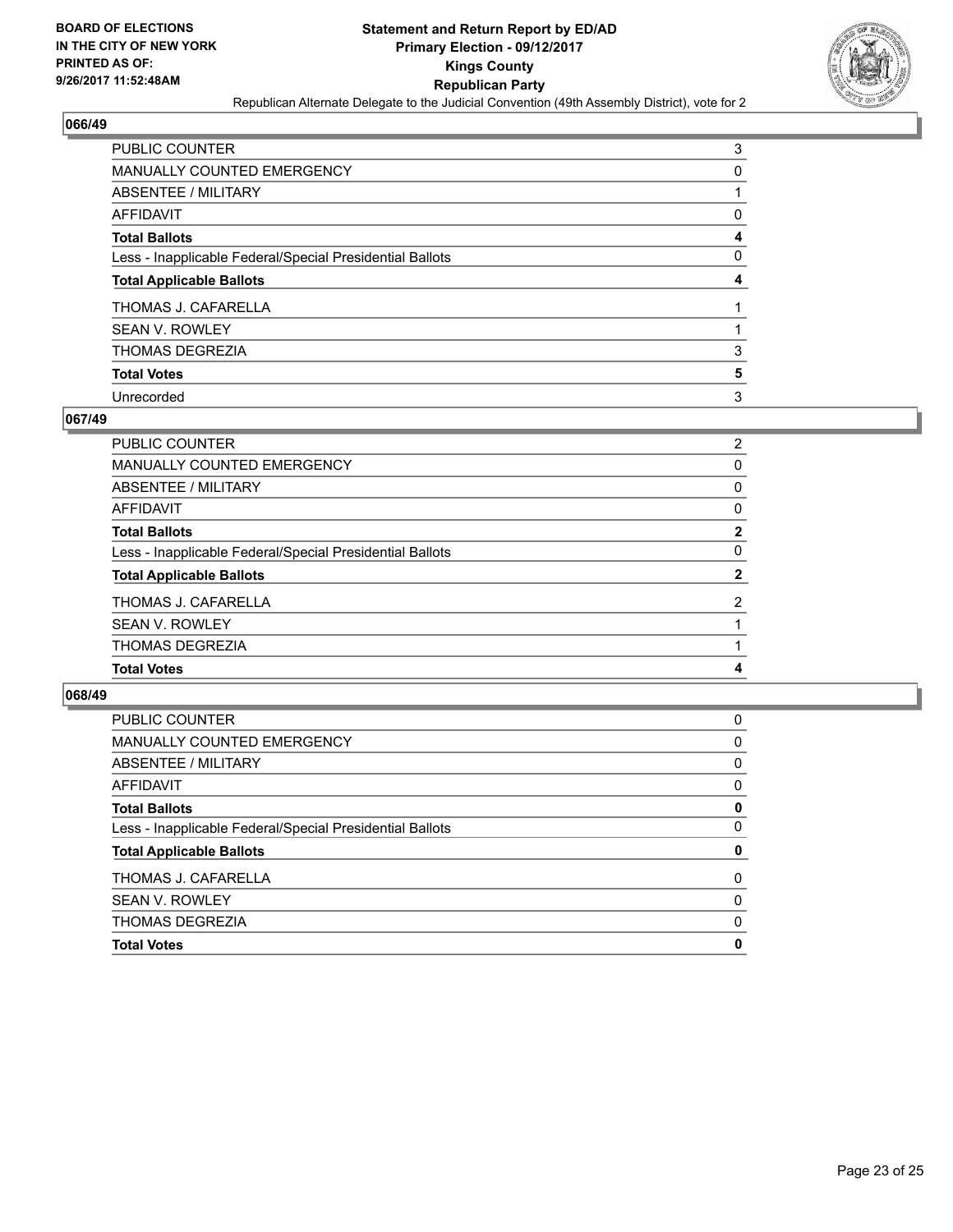**BOARD OF ELECTIONS IN THE CITY OF NEW YORK PRINTED AS OF: 9/26/2017 11:52:48AM**

**Statement and Return Report by ED/AD Primary Election - 09/12/2017 Kings County Republican Party**

Republican Alternate Delegate to the Judicial Convention (49th Assembly District), vote for 2

## 066/49

| | |
|---|---|
| PUBLIC COUNTER | 3 |
| MANUALLY COUNTED EMERGENCY | 0 |
| ABSENTEE / MILITARY | 1 |
| AFFIDAVIT | 0 |
| **Total Ballots** | **4** |
| Less - Inapplicable Federal/Special Presidential Ballots | 0 |
| **Total Applicable Ballots** | **4** |
| THOMAS J. CAFARELLA | 1 |
| SEAN V. ROWLEY | 1 |
| THOMAS DEGREZIA | 3 |
| **Total Votes** | **5** |
| Unrecorded | 3 |

## 067/49

| | |
|---|---|
| PUBLIC COUNTER | 2 |
| MANUALLY COUNTED EMERGENCY | 0 |
| ABSENTEE / MILITARY | 0 |
| AFFIDAVIT | 0 |
| **Total Ballots** | **2** |
| Less - Inapplicable Federal/Special Presidential Ballots | 0 |
| **Total Applicable Ballots** | **2** |
| THOMAS J. CAFARELLA | 2 |
| SEAN V. ROWLEY | 1 |
| THOMAS DEGREZIA | 1 |
| **Total Votes** | **4** |

## 068/49

| | |
|---|---|
| PUBLIC COUNTER | 0 |
| MANUALLY COUNTED EMERGENCY | 0 |
| ABSENTEE / MILITARY | 0 |
| AFFIDAVIT | 0 |
| **Total Ballots** | **0** |
| Less - Inapplicable Federal/Special Presidential Ballots | 0 |
| **Total Applicable Ballots** | **0** |
| THOMAS J. CAFARELLA | 0 |
| SEAN V. ROWLEY | 0 |
| THOMAS DEGREZIA | 0 |
| **Total Votes** | **0** |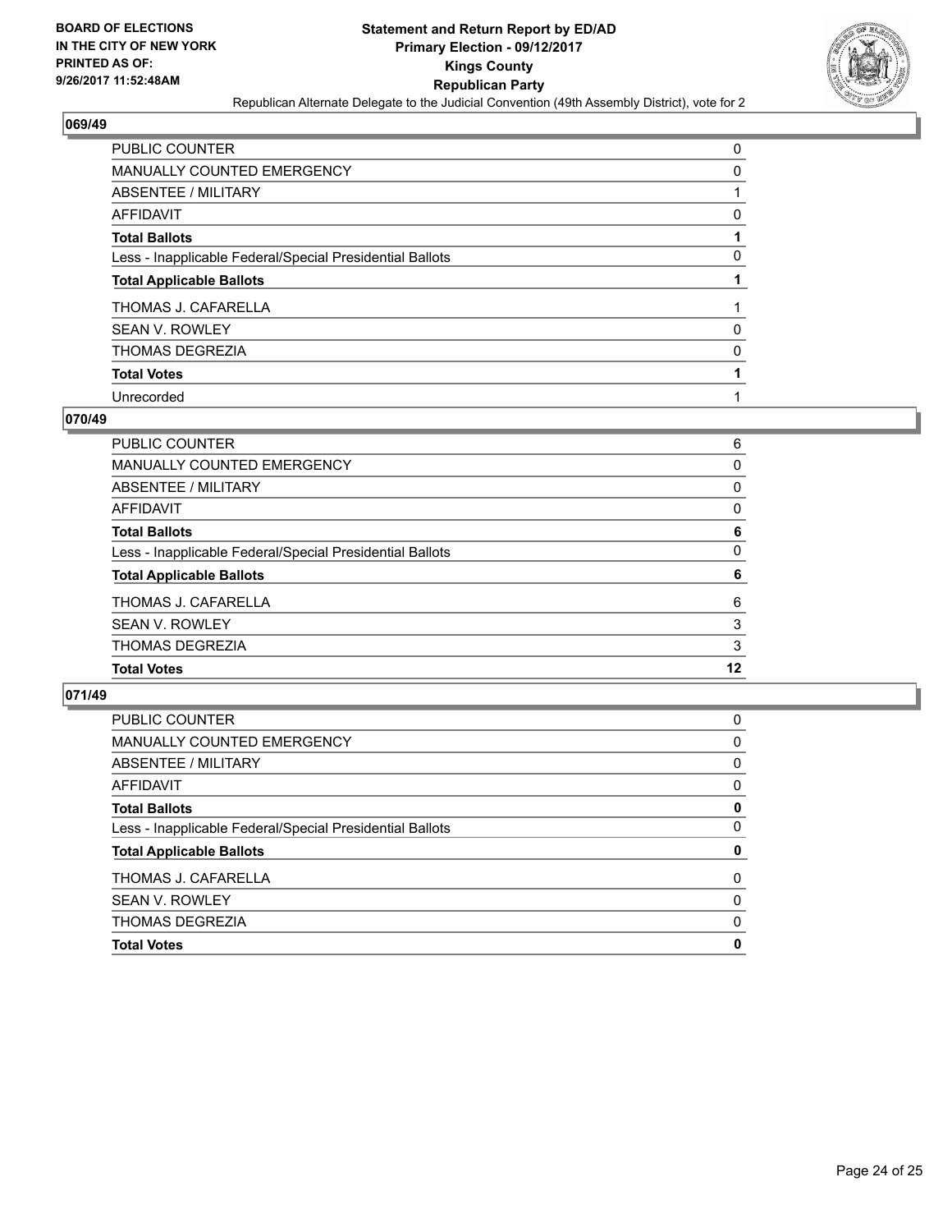**BOARD OF ELECTIONS IN THE CITY OF NEW YORK PRINTED AS OF: 9/26/2017 11:52:48AM**

**Statement and Return Report by ED/AD Primary Election - 09/12/2017 Kings County Republican Party**

Republican Alternate Delegate to the Judicial Convention (49th Assembly District), vote for 2

## 069/49

| | |
|---|---|
| PUBLIC COUNTER | 0 |
| MANUALLY COUNTED EMERGENCY | 0 |
| ABSENTEE / MILITARY | 1 |
| AFFIDAVIT | 0 |
| **Total Ballots** | **1** |
| Less - Inapplicable Federal/Special Presidential Ballots | 0 |
| **Total Applicable Ballots** | **1** |
| THOMAS J. CAFARELLA | 1 |
| SEAN V. ROWLEY | 0 |
| THOMAS DEGREZIA | 0 |
| **Total Votes** | **1** |
| Unrecorded | 1 |

## 070/49

| | |
|---|---|
| PUBLIC COUNTER | 6 |
| MANUALLY COUNTED EMERGENCY | 0 |
| ABSENTEE / MILITARY | 0 |
| AFFIDAVIT | 0 |
| **Total Ballots** | **6** |
| Less - Inapplicable Federal/Special Presidential Ballots | 0 |
| **Total Applicable Ballots** | **6** |
| THOMAS J. CAFARELLA | 6 |
| SEAN V. ROWLEY | 3 |
| THOMAS DEGREZIA | 3 |
| **Total Votes** | **12** |

## 071/49

| | |
|---|---|
| PUBLIC COUNTER | 0 |
| MANUALLY COUNTED EMERGENCY | 0 |
| ABSENTEE / MILITARY | 0 |
| AFFIDAVIT | 0 |
| **Total Ballots** | **0** |
| Less - Inapplicable Federal/Special Presidential Ballots | 0 |
| **Total Applicable Ballots** | **0** |
| THOMAS J. CAFARELLA | 0 |
| SEAN V. ROWLEY | 0 |
| THOMAS DEGREZIA | 0 |
| **Total Votes** | **0** |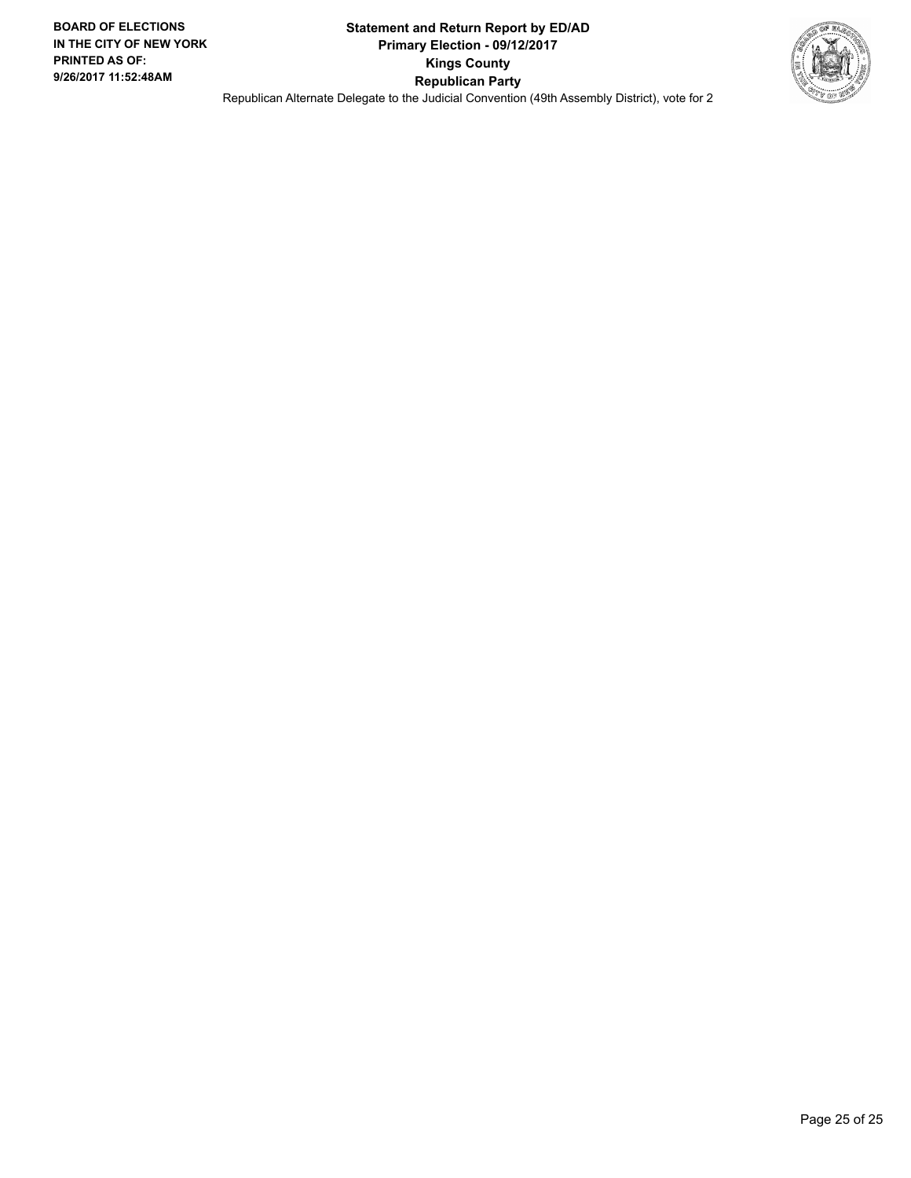**BOARD OF ELECTIONS IN THE CITY OF NEW YORK PRINTED AS OF: 9/26/2017 11:52:48AM**

**Statement and Return Report by ED/AD**
**Primary Election - 09/12/2017**
**Kings County**
**Republican Party**

Republican Alternate Delegate to the Judicial Convention (49th Assembly District), vote for 2